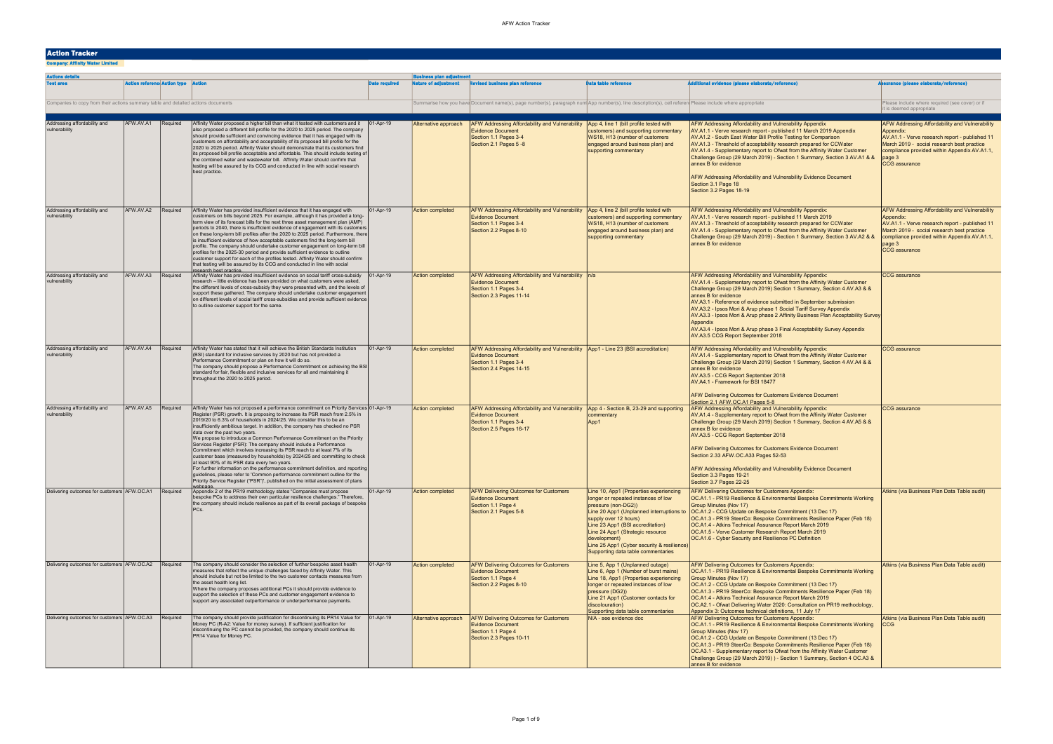# Action Tracker

**Company: Affinity Water Limited**

| Actions details | | | | | Business plan adjustment | | | | |
|---|---|---|---|---|---|---|---|---|---|
| Test area | Action reference | Action type | Action | Date required | Nature of adjustment | Revised business plan reference | Data table reference | Additional evidence (please elaborate/reference) | Assurance (please elaborate/reference) |
| Companies to copy from their actions summary table and detailed actions documents | | | | | Summarise how you have | Document name(s), page number(s), paragraph num | App number(s), line description(s), cell referen | Please include where appropriate | Please include where required (see cover) or if it is deemed appropriate |
| Addressing affordability and vulnerability | AFW.AV.A1 | Required | Affinity Water proposed a higher bill than what it tested with customers and it also proposed a different bill profile for the 2020 to 2025 period. The company should provide sufficient and convincing evidence that it has engaged with its customers on affordability and acceptability of its proposed bill profile for the 2020 to 2025 period. Affinity Water should demonstrate that its customers find its proposed bill profile acceptable and affordable. This should include testing of the combined water and wastewater bill. Affinity Water should confirm that testing will be assured by its CCG and conducted in line with social research best practice. | 01-Apr-19 | Alternative approach | AFW Addressing Affordability and Vulnerability Evidence Document<br>Section 1.1 Pages 3-4<br>Section 2.1 Pages 5 -8 | App 4, line 1 (bill profile tested with customers) and supporting commentary<br>WS18, H13 (number of customers engaged around business plan) and supporting commentary | AFW Addressing Affordability and Vulnerability Appendix<br>AV.A1.1 - Verve research report - published 11 March 2019 Appendix<br>AV.A1.2 - South East Water Bill Profile Testing for Comparison<br>AV.A1.3 - Threshold of acceptability research prepared for CCWater<br>AV.A1.4 - Supplementary report to Ofwat from the Affinity Water Customer Challenge Group (29 March 2019) - Section 1 Summary, Section 3 AV.A1 & & annex B for evidence<br><br>AFW Addressing Affordability and Vulnerability Evidence Document<br>Section 3.1 Page 18<br>Section 3.2 Pages 18-19 | AFW Addressing Affordability and Vulnerability Appendix:<br>AV.A1.1 - Verve research report - published 11 March 2019 - social research best practice compliance provided within Appendix AV.A1.1, page 3<br>CCG assurance |
| Addressing affordability and vulnerability | AFW.AV.A2 | Required | Affinity Water has provided insufficient evidence that it has engaged with customers on bills beyond 2025. For example, although it has provided a long-term view of its forecast bills for the next three asset management plan (AMP) periods to 2040, there is insufficient evidence of engagement with its customers on these long-term bill profiles after the 2020 to 2025 period. Furthermore, there is insufficient evidence of how acceptable customers find the long-term bill profile. The company should undertake customer engagement on long-term bill profiles for the 2025-30 period and provide sufficient evidence to outline customer support for each of the profiles tested. Affinity Water should confirm that testing will be assured by its CCG and conducted in line with social research best practice. | 01-Apr-19 | Action completed | AFW Addressing Affordability and Vulnerability Evidence Document<br>Section 1.1 Pages 3-4<br>Section 2.2 Pages 8-10 | App 4, line 2 (bill profile tested with customers) and supporting commentary<br>WS18, H13 (number of customers engaged around business plan) and supporting commentary | AFW Addressing Affordability and Vulnerability Appendix:<br>AV.A1.1 - Verve research report - published 11 March 2019<br>AV.A1.3 - Threshold of acceptability research prepared for CCWater<br>AV.A1.4 - Supplementary report to Ofwat from the Affinity Water Customer Challenge Group (29 March 2019) - Section 1 Summary, Section 3 AV.A2 & & annex B for evidence | AFW Addressing Affordability and Vulnerability Appendix:<br>AV.A1.1 - Verve research report - published 11 March 2019 - social research best practice compliance provided within Appendix AV.A1.1, page 3<br>CCG assurance |
| Addressing affordability and vulnerability | AFW.AV.A3 | Required | Affinity Water has provided insufficient evidence on social tariff cross-subsidy research – little evidence has been provided on what customers were asked, the different levels of cross-subsidy they were presented with, and the levels of support these gathered. The company should undertake customer engagement on different levels of social tariff cross-subsidies and provide sufficient evidence to outline customer support for the same. | 01-Apr-19 | Action completed | AFW Addressing Affordability and Vulnerability Evidence Document<br>Section 1.1 Pages 3-4<br>Section 2.3 Pages 11-14 | n/a | AFW Addressing Affordability and Vulnerability Appendix:<br>AV.A1.4 - Supplementary report to Ofwat from the Affinity Water Customer Challenge Group (29 March 2019) Section 1 Summary, Section 4 AV.A3 & & annex B for evidence<br>AV.A3.1 - Reference of evidence submitted in September submission<br>AV.A3.2 - Ipsos Mori & Arup phase 1 Social Tariff Survey Appendix<br>AV.A3.3 - Ipsos Mori & Arup phase 2 Affinity Business Plan Acceptability Survey Appendix<br>AV.A3.4 - Ipsos Mori & Arup phase 3 Final Acceptability Survey Appendix<br>AV.A3.5 CCG Report September 2018 | CCG assurance |
| Addressing affordability and vulnerability | AFW.AV.A4 | Required | Affinity Water has stated that it will achieve the British Standards Institution (BSI) standard for inclusive services by 2020 but has not provided a Performance Commitment or plan on how it will do so.<br>The company should propose a Performance Commitment on achieving the BSI standard for fair, flexible and inclusive services for all and maintaining it throughout the 2020 to 2025 period. | 01-Apr-19 | Action completed | AFW Addressing Affordability and Vulnerability Evidence Document<br>Section 1.1 Pages 3-4<br>Section 2.4 Pages 14-15 | App1 - Line 23 (BSI accreditation) | AFW Addressing Affordability and Vulnerability Appendix:<br>AV.A1.4 - Supplementary report to Ofwat from the Affinity Water Customer Challenge Group (29 March 2019) Section 1 Summary, Section 4 AV.A4 & & annex B for evidence<br>AV.A3.5 - CCG Report September 2018<br>AV.A4.1 - Framework for BSI 18477<br><br>AFW Delivering Outcomes for Customers Evidence Document<br>Section 2.1 AFW.OC.A1 Pages 5-8 | CCG assurance |
| Addressing affordability and vulnerability | AFW.AV.A5 | Required | Affinity Water has not proposed a performance commitment on Priority Services Register (PSR) growth. It is proposing to increase its PSR reach from 2.5% in 2019/20 to 6.3% of households in 2024/25. We consider this to be an insufficiently ambitious target. In addition, the company has checked no PSR data over the past two years.<br>We propose to introduce a Common Performance Commitment on the Priority Services Register (PSR): The company should include a Performance Commitment which involves increasing its PSR reach to at least 7% of its customer base (measured by households) by 2024/25 and committing to check at least 90% of its PSR data every two years.<br>For further information on the performance commitment definition, and reporting guidelines, please refer to 'Common performance commitment outline for the Priority Service Register ("PSR")', published on the initial assessment of plans webpage. | 01-Apr-19 | Action completed | AFW Addressing Affordability and Vulnerability Evidence Document<br>Section 1.1 Pages 3-4<br>Section 2.5 Pages 16-17 | App 4 - Section B, 23-29 and supporting commentary<br>App1 | AFW Addressing Affordability and Vulnerability Appendix:<br>AV.A1.4 - Supplementary report to Ofwat from the Affinity Water Customer Challenge Group (29 March 2019) Section 1 Summary, Section 4 AV.A5 & & annex B for evidence<br>AV.A3.5 - CCG Report September 2018<br><br>AFW Delivering Outcomes for Customers Evidence Document<br>Section 2.33 AFW.OC.A33 Pages 52-53<br><br>AFW Addressing Affordability and Vulnerability Evidence Document<br>Section 3.3 Pages 19-21<br>Section 3.7 Pages 22-25 | CCG assurance |
| Delivering outcomes for customers | AFW.OC.A1 | Required | Appendix 2 of the PR19 methodology states "Companies must propose bespoke PCs to address their own particular resilience challenges." Therefore, the company should include resilience as part of its overall package of bespoke PCs. | 01-Apr-19 | Action completed | AFW Delivering Outcomes for Customers Evidence Document<br>Section 1.1 Page 4<br>Section 2.1 Pages 5-8 | Line 10, App1 (Properties experiencing longer or repeated instances of low pressure (non-DG2))<br>Line 20 App1 (Unplanned interruptions to supply over 12 hours)<br>Line 23 App1 (BSI accreditation)<br>Line 24 App1 (Strategic resource development)<br>Line 25 App1 (Cyber security & resilience)<br>Supporting data table commentaries | AFW Delivering Outcomes for Customers Appendix:<br>OC.A1.1 - PR19 Resilience & Environmental Bespoke Commitments Working Group Minutes (Nov 17)<br>OC.A1.2 - CCG Update on Bespoke Commitment (13 Dec 17)<br>OC.A1.3 - PR19 SteerCo: Bespoke Commitments Resilience Paper (Feb 18)<br>OC.A1.4 - Atkins Technical Assurance Report March 2019<br>OC.A1.5 - Verve Customer Research Report March 2019<br>OC.A1.6 - Cyber Security and Resilience PC Definition | Atkins (via Business Plan Data Table audit) |
| Delivering outcomes for customers | AFW.OC.A2 | Required | The company should consider the selection of further bespoke asset health measures that reflect the unique challenges faced by Affinity Water. This should include but not be limited to the two customer contacts measures from the asset health long list.<br>Where the company proposes additional PCs it should provide evidence to support the selection of these PCs and customer engagement evidence to support any associated outperformance or underperformance payments. | 01-Apr-19 | Action completed | AFW Delivering Outcomes for Customers Evidence Document<br>Section 1.1 Page 4<br>Section 2.2 Pages 8-10 | Line 5, App 1 (Unplanned outage)<br>Line 6, App 1 (Number of burst mains)<br>Line 18, App1 (Properties experiencing longer or repeated instances of low pressure (DG2))<br>Line 21 App1 (Customer contacts for discolouration)<br>Supporting data table commentaries | AFW Delivering Outcomes for Customers Appendix:<br>OC.A1.1 - PR19 Resilience & Environmental Bespoke Commitments Working Group Minutes (Nov 17)<br>OC.A1.2 - CCG Update on Bespoke Commitment (13 Dec 17)<br>OC.A1.3 - PR19 SteerCo: Bespoke Commitments Resilience Paper (Feb 18)<br>OC.A1.4 - Atkins Technical Assurance Report March 2019<br>OC.A2.1 - Ofwat Delivering Water 2020: Consultation on PR19 methodology, Appendix 3: Outcomes technical definitions, 11 July 17 | Atkins (via Business Plan Data Table audit) |
| Delivering outcomes for customers | AFW.OC.A3 | Required | The company should provide justification for discontinuing its PR14 Value for Money PC (R-A2: Value for money survey). If sufficient justification for discontinuing the PC cannot be provided, the company should continue its PR14 Value for Money PC. | 01-Apr-19 | Alternative approach | AFW Delivering Outcomes for Customers Evidence Document<br>Section 1.1 Page 4<br>Section 2.3 Pages 10-11 | N/A - see evidence doc | AFW Delivering Outcomes for Customers Appendix:<br>OC.A1.1 - PR19 Resilience & Environmental Bespoke Commitments Working Group Minutes (Nov 17)<br>OC.A1.2 - CCG Update on Bespoke Commitment (13 Dec 17)<br>OC.A1.3 - PR19 SteerCo: Bespoke Commitments Resilience Paper (Feb 18)<br>OC.A3.1 - Supplementary report to Ofwat from the Affinity Water Customer Challenge Group (29 March 2019) ) - Section 1 Summary, Section 4 OC.A3 & annex B for evidence | Atkins (via Business Plan Data Table audit)<br>CCG |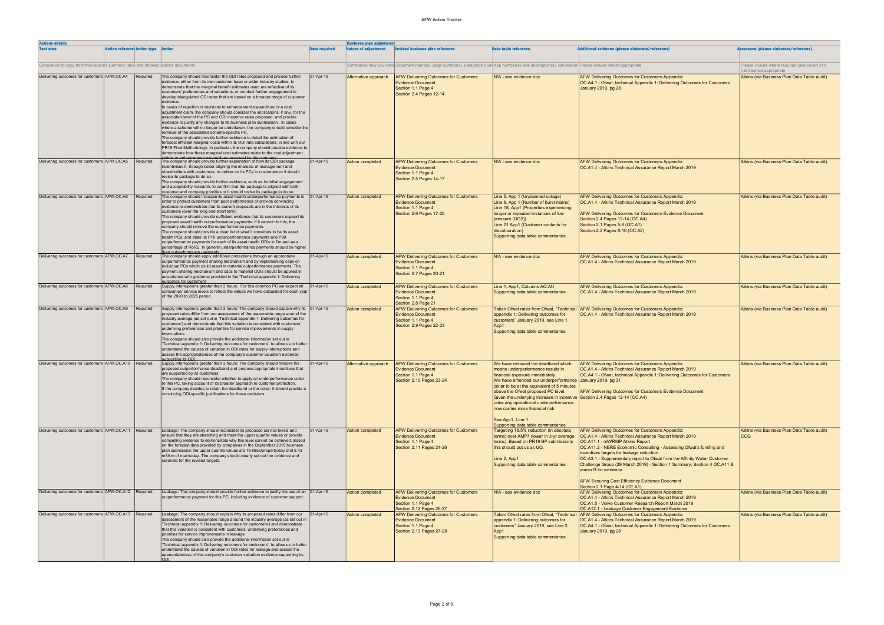| Actions details | | | | | Business plan adjustment | | | | |
|---|---|---|---|---|---|---|---|---|---|
| Test area | Action reference | Action type | Action | Date required | Nature of adjustment | Revised business plan reference | Data table reference | Additional evidence (please elaborate/reference) | Assurance (please elaborate/reference) |
| Companies to copy from their actions summary table and detailed actions documents | | | | | Summarise how you have | Document name(s), page number(s), paragraph num | App number(s), line description(s), cell referen | Please include where appropriate | Please include where required (see cover) or if it is deemed appropriate |
| Delivering outcomes for customers | AFW.OC.A4 | Required | The company should reconsider the ODI rates proposed and provide further evidence, either from its own customer base or wider industry studies, to demonstrate that the marginal benefit estimates used are reflective of its customers' preferences and valuations, or conduct further engagement to develop triangulated ODI rates that are based on a broader range of customer evidence.<br>In cases of rejection or revisions to enhancement expenditure or a cost adjustment claim, the company should consider the implications, if any, for the associated level of the PC and ODI incentive rates proposed, and provide evidence to justify any changes to its business plan submission. In cases where a scheme will no longer be undertaken, the company should consider the removal of the associated scheme-specific PC.<br>The company should provide further evidence to detail the estimation of forecast efficient marginal costs within its ODI rate calculations, in line with our PR19 Final Methodology. In particular, the company should provide evidence to demonstrate how these marginal cost estimates relate to the cost adjustment claims or enhancement expenditure proposed by the company. | 01-Apr-19 | Alternative approach | AFW Delivering Outcomes for Customers Evidence Document<br>Section 1.1 Page 4<br>Section 2.4 Pages 12-14 | N/A - see evidence doc | AFW Delivering Outcomes for Customers Appendix:<br>OC.A4.1 - Ofwat, technical Appendix 1: Delivering Outcomes for Customers January 2019, pg 28 | Atkins (via Business Plan Data Table audit) |
| Delivering outcomes for customers | AFW.OC.A5 | Required | The company should provide further explanation of how its ODI package incentivises it, through better aligning the interests of management and shareholders with customers, to deliver on its PCs to customers or it should revise its package to do so.<br>The company should provide further evidence, such as its initial engagement and acceptability research, to confirm that the package is aligned with both customer and company priorities or it should revise its package to do so. | 01-Apr-19 | Action completed | AFW Delivering Outcomes for Customers Evidence Document<br>Section 1.1 Page 4<br>Section 2.5 Pages 14-17 | N/A - see evidence doc | AFW Delivering Outcomes for Customers Appendix:<br>OC.A1.4 - Atkins Technical Assurance Report March 2019 | Atkins (via Business Plan Data Table audit) |
| Delivering outcomes for customers | AFW.OC.A6 | Required | The company should increase its asset health underperformance payments in order to protect customers from poor performance or provide convincing evidence to demonstrate that its current proposals are in the interests of its customers (over the long and short term).<br>The company should provide sufficient evidence that its customers support its proposed asset health outperformance payments. If it cannot do this, the company should remove the outperformance payments.<br>The company should provide a clear list of what it considers to be its asset health PCs, and state its P10 underperformance payments and P90 outperformance payments for each of its asset health ODIs in £m and as a percentage of RoRE. In general underperformance payments should be higher than outperformance payments. | 01-Apr-19 | Action completed | AFW Delivering Outcomes for Customers Evidence Document<br>Section 1.1 Page 4<br>Section 2.6 Pages 17-20 | Line 5, App 1 (Unplanned outage)<br>Line 6, App 1 (Number of burst mains)<br>Line 18, App1 (Properties experiencing longer or repeated instances of low pressure (DG2))<br>Line 21 App1 (Customer contacts for discolouration)<br>Supporting data table commentaries | AFW Delivering Outcomes for Customers Appendix:<br>OC.A1.4 - Atkins Technical Assurance Report March 2019<br><br>AFW Delivering Outcomes for Customers Evidence Document<br>Section 2.4 Pages 12-14 (OC.A4)<br>Section 2.1 Pages 5-8 (OC.A1)<br>Section 2.2 Pages 8-10 (OC.A2) | Atkins (via Business Plan Data Table audit) |
| Delivering outcomes for customers | AFW.OC.A7 | Required | The company should apply additional protections through an appropriate outperformance payment sharing mechanism and by implementing caps on individual PCs which could result in material outperformance payments. The payment sharing mechanism and caps to material ODIs should be applied in accordance with guidance provided in the 'Technical appendix 1: Delivering outcomes for customers' | 01-Apr-19 | Action completed | AFW Delivering Outcomes for Customers Evidence Document<br>Section 1.1 Page 4<br>Section 2.7 Pages 20-21 | N/A - see evidence doc | AFW Delivering Outcomes for Customers Appendix:<br>OC.A1.4 - Atkins Technical Assurance Report March 2019 | Atkins (via Business Plan Data Table audit) |
| Delivering outcomes for customers | AFW.OC.A8 | Required | Supply interruptions greater than 3 hours: For this common PC we expect all companies' service levels to reflect the values we have calculated for each year of the 2020 to 2025 period. | 01-Apr-19 | Action completed | AFW Delivering Outcomes for Customers Evidence Document<br>Section 1.1 Page 4<br>Section 2.8 Page 21 | Line 1, App1, Columns AQ:AU<br>Supporting data table commentaries | AFW Delivering Outcomes for Customers Appendix:<br>OC.A1.4 - Atkins Technical Assurance Report March 2019 | Atkins (via Business Plan Data Table audit) |
| Delivering outcomes for customers | AFW.OC.A9 | Required | Supply interruptions greater than 3 hours: The company should explain why its proposed rates differ from our assessment of the reasonable range around the industry average (as set out in 'Technical appendix 1: Delivering outcomes for customers') and demonstrate that this variation is consistent with customers' underlying preferences and priorities for service improvements in supply interruptions<br>The company should also provide the additional information set out in 'Technical appendix 1: Delivering outcomes for customers' to allow us to better understand the causes of variation in ODI rates for supply interruptions and assess the appropriateness of the company's customer valuation evidence supporting its ODI. | 01-Apr-19 | Action completed | AFW Delivering Outcomes for Customers Evidence Document<br>Section 1.1 Page 4<br>Section 2.9 Pages 22-23 | Taken Ofwat rates from Ofwat, "Technical appendix 1: Delivering outcomes for customers" January 2019, see Line 1, App1<br>Supporting data table commentaries | AFW Delivering Outcomes for Customers Appendix:<br>OC.A1.4 - Atkins Technical Assurance Report March 2019 | Atkins (via Business Plan Data Table audit) |
| Delivering outcomes for customers | AFW.OC.A10 | Required | Supply interruptions greater than 3 hours: The company should remove the proposed outperformance deadband and propose appropriate incentives that are supported by its customers.<br>The company should reconsider whether to apply an underperformance collar to this PC, taking account of its broader approach to customer protection.<br>If the company decides to retain the deadband or the collar, it should provide a convincing ODI-specific justifications for these decisions. | 01-Apr-19 | Alternative approach | AFW Delivering Outcomes for Customers Evidence Document<br>Section 1.1 Page 4<br>Section 2.10 Pages 23-24 | We have removed the deadband which means underperformance results in financial exposure immediately.<br>We have amended our underperformance collar to be at the equivalent of 5 minutes above the Ofwat proposed PC level. Given the underlying increase in incentive rates any operational underperformance now carries more financial risk.<br><br>See App1, Line 1<br>Supporting data table commentaries | AFW Delivering Outcomes for Customers Appendix:<br>OC.A1.4 - Atkins Technical Assurance Report March 2019<br>OC.A4.1 - Ofwat, technical Appendix 1: Delivering Outcomes for Customers January 2019, pg 31<br><br>AFW Delivering Outcomes for Customers Evidence Document<br>Section 2.4 Pages 12-14 (OC.A4) | Atkins (via Business Plan Data Table audit) |
| Delivering outcomes for customers | AFW.OC.A11 | Required | Leakage: The company should reconsider its proposed service levels and ensure that they are stretching and meet the upper quartile values or provide compelling evidence to demonstrate why this level cannot be achieved. Based on the forecast data provided by companies in the September 2018 business plan submission the upper quartile values are 75 litres/property/day and 5.42 m3/km of mains/day. The company should clearly set out the evidence and rationale for the revised targets. | 01-Apr-19 | Action completed | AFW Delivering Outcomes for Customers Evidence Document<br>Section 1.1 Page 4<br>Section 2.11 Pages 24-26 | Targeting 18.5% reduction (in absolute terms) over AMP7 (lower in 3-yr average terms). Based on PR19 BP submissions this should put us as UQ.<br><br>Line 2, App1<br>Supporting data table commentaries | AFW Delivering Outcomes for Customers Appendix:<br>OC.A1.4 - Atkins Technical Assurance Report March 2019<br>OC.A11.1 - rdWRMP Atkins Report<br>OC.A11.2 - NERE Economic Consulting - Assessing Ofwat's funding and incentives targets for leakage reduction<br>OC.A3.1 - Supplementary report to Ofwat from the Affinity Water Customer Challenge Group (29 March 2019) - Section 1 Summary, Section 4 OC.A11 & annex B for evidence<br><br>AFW Securing Cost Efficiency Evidence Document<br>Section 2.1 Page 4-14 (CE.A1) | Atkins (via Business Plan Data Table audit)<br>CCG |
| Delivering outcomes for customers | AFW.OC.A12 | Required | Leakage: The company should provide further evidence to justify the use of an outperformance payment for this PC, including evidence of customer support. | 01-Apr-19 | Action completed | AFW Delivering Outcomes for Customers Evidence Document<br>Section 1.1 Page 4<br>Section 2.12 Pages 26-27 | N/A - see evidence doc | AFW Delivering Outcomes for Customers Appendix:<br>OC.A1.4 - Atkins Technical Assurance Report March 2019<br>OC.A1.5 - Verve Customer Research Report March 2019<br>OC.A12.1 - Leakage Customer Engagement Evidence | Atkins (via Business Plan Data Table audit) |
| Delivering outcomes for customers | AFW.OC.A13 | Required | Leakage: The company should explain why its proposed rates differ from our assessment of the reasonable range around the industry average (as set out in 'Technical appendix 1: Delivering outcomes for customers') and demonstrate that this variation is consistent with customers' underlying preferences and priorities for service improvements in leakage<br>The company should also provide the additional information set out in 'Technical appendix 1: Delivering outcomes for customers' to allow us to better understand the causes of variation in ODI rates for leakage and assess the appropriateness of the company's customer valuation evidence supporting its ODI. | 01-Apr-19 | Action completed | AFW Delivering Outcomes for Customers Evidence Document<br>Section 1.1 Page 4<br>Section 2.13 Pages 27-28 | Taken Ofwat rates from Ofwat, "Technical appendix 1: Delivering outcomes for customers" January 2019, see Line 2, App1<br>Supporting data table commentaries | AFW Delivering Outcomes for Customers Appendix:<br>OC.A1.4 - Atkins Technical Assurance Report March 2019<br>OC.A4.1 - Ofwat, technical Appendix 1: Delivering Outcomes for Customers January 2019, pg 28 | Atkins (via Business Plan Data Table audit) |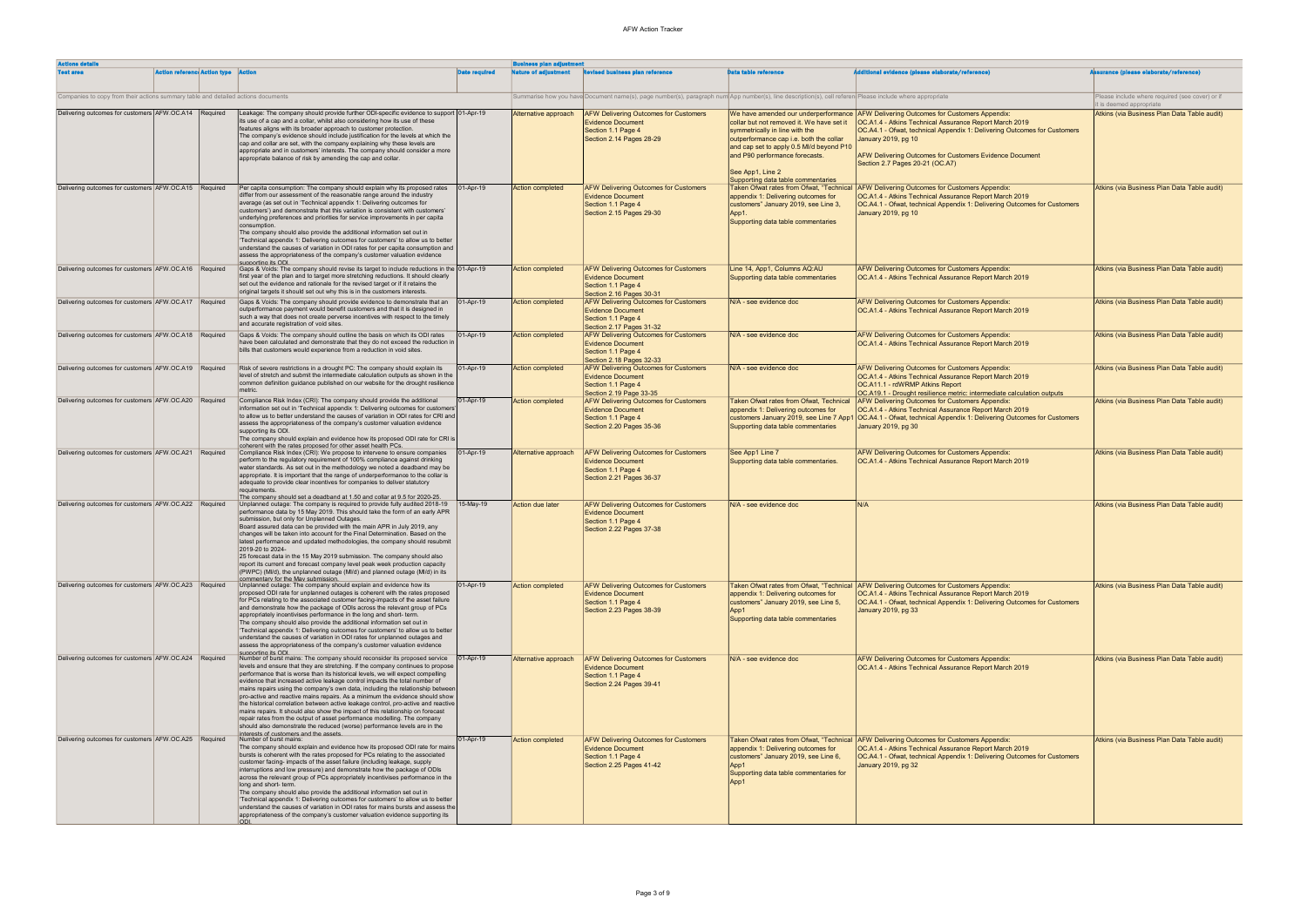| Actions details | | | | | Business plan adjustment | | | | |
|---|---|---|---|---|---|---|---|---|---|
| Test area | Action reference | Action type | Action | Date required | Nature of adjustment | Revised business plan reference | Data table reference | Additional evidence (please elaborate/reference) | Assurance (please elaborate/reference) |
| Companies to copy from their actions summary table and detailed actions documents | | | | | Summarise how you have | Document name(s), page number(s), paragraph num | App number(s), line description(s), cell referen | Please include where appropriate | Please include where required (see cover) or if it is deemed appropriate |
| Delivering outcomes for customers | AFW.OC.A14 | Required | Leakage: The company should provide further ODI-specific evidence to support its use of a cap and a collar, whilst also considering how its use of these features aligns with its broader approach to customer protection. The company's evidence should include justification for the levels at which the cap and collar are set, with the company explaining why these levels are appropriate and in customers' interests. The company should consider a more appropriate balance of risk by amending the cap and collar. | 01-Apr-19 | Alternative approach | AFW Delivering Outcomes for Customers Evidence Document Section 1.1 Page 4 Section 2.14 Pages 28-29 | We have amended our underperformance collar but not removed it. We have set it symmetrically in line with the outperformance cap i.e. both the collar and cap set to apply 0.5 Ml/d beyond P10 and P90 performance forecasts. See App1, Line 2 Supporting data table commentaries | AFW Delivering Outcomes for Customers Appendix: OC.A1.4 - Atkins Technical Assurance Report March 2019 OC.A4.1 - Ofwat, technical Appendix 1: Delivering Outcomes for Customers January 2019, pg 10 AFW Delivering Outcomes for Customers Evidence Document Section 2.7 Pages 20-21 (OC.A7) | Atkins (via Business Plan Data Table audit) |
| Delivering outcomes for customers | AFW.OC.A15 | Required | Per capita consumption: The company should explain why its proposed rates differ from our assessment of the reasonable range around the industry average (as set out in 'Technical appendix 1: Delivering outcomes for customers') and demonstrate that this variation is consistent with customers' underlying preferences and priorities for service improvements in per capita consumption. The company should also provide the additional information set out in 'Technical appendix 1: Delivering outcomes for customers' to allow us to better understand the causes of variation in ODI rates for per capita consumption and assess the appropriateness of the company's customer valuation evidence supporting its ODI. | 01-Apr-19 | Action completed | AFW Delivering Outcomes for Customers Evidence Document Section 1.1 Page 4 Section 2.15 Pages 29-30 | Taken Ofwat rates from Ofwat, "Technical appendix 1: Delivering outcomes for customers" January 2019, see Line 3, App1. Supporting data table commentaries | AFW Delivering Outcomes for Customers Appendix: OC.A1.4 - Atkins Technical Assurance Report March 2019 OC.A4.1 - Ofwat, technical Appendix 1: Delivering Outcomes for Customers January 2019, pg 10 | Atkins (via Business Plan Data Table audit) |
| Delivering outcomes for customers | AFW.OC.A16 | Required | Gaps & Voids: The company should revise its target to include reductions in the first year of the plan and to target more stretching reductions. It should clearly set out the evidence and rationale for the revised target or if it retains the original targets it should set out why this is in the customers interests. | 01-Apr-19 | Action completed | AFW Delivering Outcomes for Customers Evidence Document Section 1.1 Page 4 Section 2.16 Pages 30-31 | Line 14, App1, Columns AQ:AU Supporting data table commentaries | AFW Delivering Outcomes for Customers Appendix: OC.A1.4 - Atkins Technical Assurance Report March 2019 | Atkins (via Business Plan Data Table audit) |
| Delivering outcomes for customers | AFW.OC.A17 | Required | Gaps & Voids: The company should provide evidence to demonstrate that an outperformance payment would benefit customers and that it is designed in such a way that does not create perverse incentives with respect to the timely and accurate registration of void sites. | 01-Apr-19 | Action completed | AFW Delivering Outcomes for Customers Evidence Document Section 1.1 Page 4 Section 2.17 Pages 31-32 | N/A - see evidence doc | AFW Delivering Outcomes for Customers Appendix: OC.A1.4 - Atkins Technical Assurance Report March 2019 | Atkins (via Business Plan Data Table audit) |
| Delivering outcomes for customers | AFW.OC.A18 | Required | Gaps & Voids: The company should outline the basis on which its ODI rates have been calculated and demonstrate that they do not exceed the reduction in bills that customers would experience from a reduction in void sites. | 01-Apr-19 | Action completed | AFW Delivering Outcomes for Customers Evidence Document Section 1.1 Page 4 Section 2.18 Pages 32-33 | N/A - see evidence doc | AFW Delivering Outcomes for Customers Appendix: OC.A1.4 - Atkins Technical Assurance Report March 2019 | Atkins (via Business Plan Data Table audit) |
| Delivering outcomes for customers | AFW.OC.A19 | Required | Risk of severe restrictions in a drought PC: The company should explain its level of stretch and submit the intermediate calculation outputs as shown in the common definition guidance published on our website for the drought resilience metric. | 01-Apr-19 | Action completed | AFW Delivering Outcomes for Customers Evidence Document Section 1.1 Page 4 Section 2.19 Pages 33-35 | N/A - see evidence doc | AFW Delivering Outcomes for Customers Appendix: OC.A1.4 - Atkins Technical Assurance Report March 2019 OC.A11.1 - rdWRMP Atkins Report OC.A19.1 - Drought resilience metric: intermediate calculation outputs | Atkins (via Business Plan Data Table audit) |
| Delivering outcomes for customers | AFW.OC.A20 | Required | Compliance Risk Index (CRI): The company should provide the additional information set out in 'Technical appendix 1: Delivering outcomes for customers' to allow us to better understand the causes of variation in ODI rates for CRI and assess the appropriateness of the company's customer valuation evidence supporting its ODI. The company should explain and evidence how its proposed ODI rate for CRI is coherent with the rates proposed for other asset health PCs. | 01-Apr-19 | Action completed | AFW Delivering Outcomes for Customers Evidence Document Section 1.1 Page 4 Section 2.20 Pages 35-36 | Taken Ofwat rates from Ofwat, Technical appendix 1: Delivering outcomes for customers January 2019, see Line 7 App1 Supporting data table commentaries | AFW Delivering Outcomes for Customers Appendix: OC.A1.4 - Atkins Technical Assurance Report March 2019 OC.A4.1 - Ofwat, technical Appendix 1: Delivering Outcomes for Customers January 2019, pg 30 | Atkins (via Business Plan Data Table audit) |
| Delivering outcomes for customers | AFW.OC.A21 | Required | Compliance Risk Index (CRI): We propose to intervene to ensure companies perform to the regulatory requirement of 100% compliance against drinking water standards. As set out in the methodology we noted a deadband may be appropriate. It is important that the range of underperformance to the collar is adequate to provide clear incentives for companies to deliver statutory requirements. The company should set a deadband at 1.50 and collar at 9.5 for 2020-25. | 01-Apr-19 | Alternative approach | AFW Delivering Outcomes for Customers Evidence Document Section 1.1 Page 4 Section 2.21 Pages 36-37 | See App1 Line 7 Supporting data table commentaries. | AFW Delivering Outcomes for Customers Appendix: OC.A1.4 - Atkins Technical Assurance Report March 2019 | Atkins (via Business Plan Data Table audit) |
| Delivering outcomes for customers | AFW.OC.A22 | Required | Unplanned outage: The company is required to provide fully audited 2018-19 performance data by 15 May 2019. This should take the form of an early APR submission, but only for Unplanned Outages. Board assured data can be provided with the main APR in July 2019, any changes will be taken into account for the Final Determination. Based on the latest performance and updated methodologies, the company should resubmit 2019-20 to 2024-25 forecast data in the 15 May 2019 submission. The company should also report its current and forecast company level peak week production capacity (PWPC) (Ml/d), the unplanned outage (Ml/d) and planned outage (Ml/d) in its commentary for the May submission. | 15-May-19 | Action due later | AFW Delivering Outcomes for Customers Evidence Document Section 1.1 Page 4 Section 2.22 Pages 37-38 | N/A - see evidence doc | N/A | Atkins (via Business Plan Data Table audit) |
| Delivering outcomes for customers | AFW.OC.A23 | Required | Unplanned outage: The company should explain and evidence how its proposed ODI rate for unplanned outages is coherent with the rates proposed for PCs relating to the associated customer facing-impacts of the asset failure and demonstrate how the package of ODIs across the relevant group of PCs appropriately incentivises performance in the long and short- term. The company should also provide the additional information set out in 'Technical appendix 1: Delivering outcomes for customers' to allow us to better understand the causes of variation in ODI rates for unplanned outages and assess the appropriateness of the company's customer valuation evidence supporting its ODI. | 01-Apr-19 | Action completed | AFW Delivering Outcomes for Customers Evidence Document Section 1.1 Page 4 Section 2.23 Pages 38-39 | Taken Ofwat rates from Ofwat, "Technical appendix 1: Delivering outcomes for customers" January 2019, see Line 5, App1 Supporting data table commentaries | AFW Delivering Outcomes for Customers Appendix: OC.A1.4 - Atkins Technical Assurance Report March 2019 OC.A4.1 - Ofwat, technical Appendix 1: Delivering Outcomes for Customers January 2019, pg 33 | Atkins (via Business Plan Data Table audit) |
| Delivering outcomes for customers | AFW.OC.A24 | Required | Number of burst mains: The company should reconsider its proposed service levels and ensure that they are stretching. If the company continues to propose performance that is worse than its historical levels, we will expect compelling evidence that increased active leakage control impacts the total number of mains repairs using the company's own data, including the relationship between pro-active and reactive mains repairs. As a minimum the evidence should show the historical correlation between active leakage control, pro-active and reactive mains repairs. It should also show the impact of this relationship on forecast repair rates from the output of asset performance modelling. The company should also demonstrate the reduced (worse) performance levels are in the interests of customers and the assets. | 01-Apr-19 | Alternative approach | AFW Delivering Outcomes for Customers Evidence Document Section 1.1 Page 4 Section 2.24 Pages 39-41 | N/A - see evidence doc | AFW Delivering Outcomes for Customers Appendix: OC.A1.4 - Atkins Technical Assurance Report March 2019 | Atkins (via Business Plan Data Table audit) |
| Delivering outcomes for customers | AFW.OC.A25 | Required | Number of burst mains: The company should explain and evidence how its proposed ODI rate for mains bursts is coherent with the rates proposed for PCs relating to the associated customer facing- impacts of the asset failure (including leakage, supply interruptions and low pressure) and demonstrate how the package of ODIs across the relevant group of PCs appropriately incentivises performance in the long and short- term. The company should also provide the additional information set out in 'Technical appendix 1: Delivering outcomes for customers' to allow us to better understand the causes of variation in ODI rates for mains bursts and assess the appropriateness of the company's customer valuation evidence supporting its ODI. | 01-Apr-19 | Action completed | AFW Delivering Outcomes for Customers Evidence Document Section 1.1 Page 4 Section 2.25 Pages 41-42 | Taken Ofwat rates from Ofwat, "Technical appendix 1: Delivering outcomes for customers" January 2019, see Line 6, App1 Supporting data table commentaries for App1 | AFW Delivering Outcomes for Customers Appendix: OC.A1.4 - Atkins Technical Assurance Report March 2019 OC.A4.1 - Ofwat, technical Appendix 1: Delivering Outcomes for Customers January 2019, pg 32 | Atkins (via Business Plan Data Table audit) |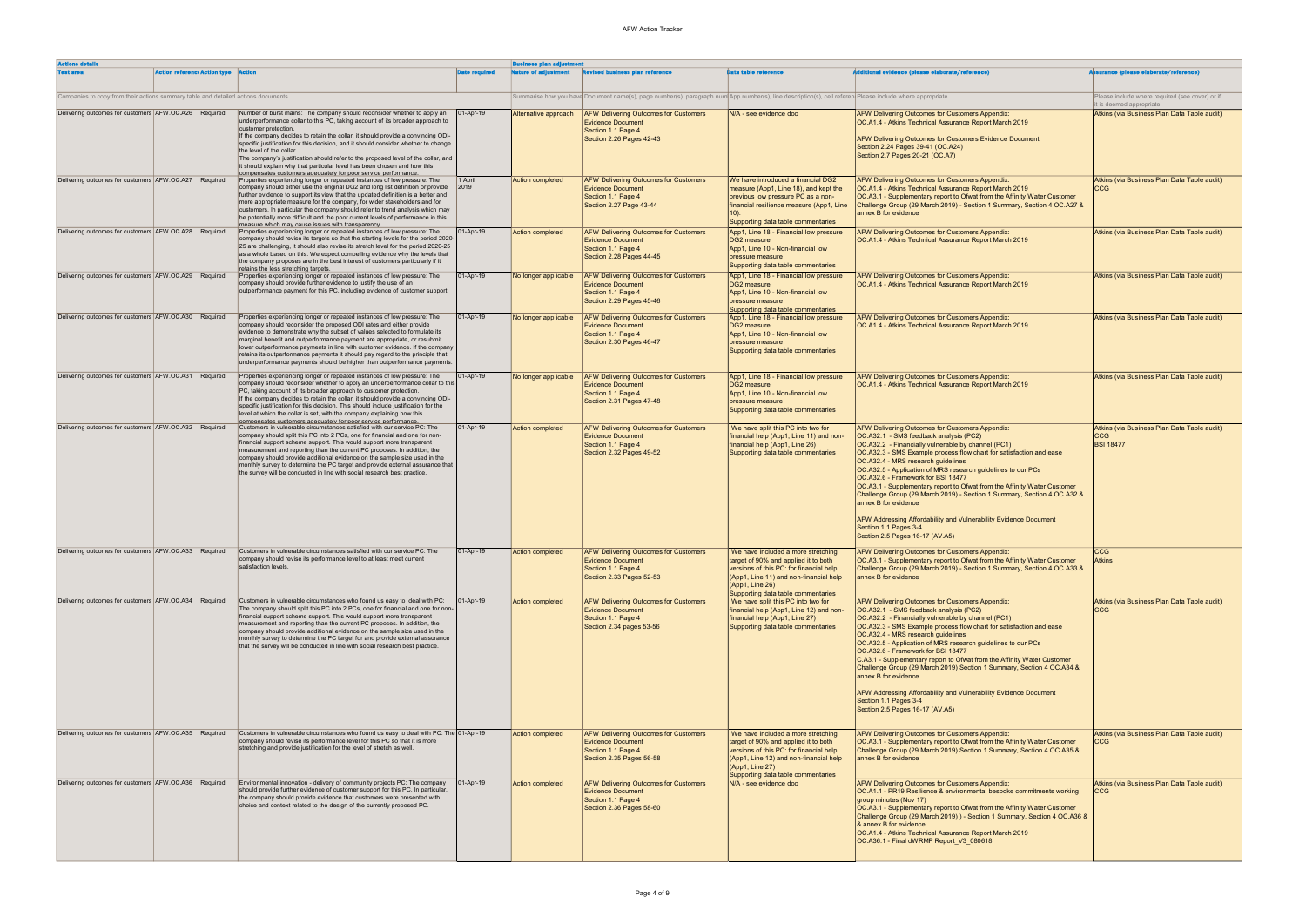| Actions details | | | | | Business plan adjustment | | | | |
|---|---|---|---|---|---|---|---|---|---|
| Test area | Action reference | Action type | Action | Date required | Nature of adjustment | Revised business plan reference | Data table reference | Additional evidence (please elaborate/reference) | Assurance (please elaborate/reference) |
| Companies to copy from their actions summary table and detailed actions documents | | | | | Summarise how you have | Document name(s), page number(s), paragraph num | App number(s), line description(s), cell referen | Please include where appropriate | Please include where required (see cover) or if it is deemed appropriate |
| Delivering outcomes for customers | AFW.OC.A26 | Required | Number of burst mains: The company should reconsider whether to apply an underperformance collar to this PC, taking account of its broader approach to customer protection.<br>If the company decides to retain the collar, it should provide a convincing ODI-specific justification for this decision, and it should consider whether to change the level of the collar.<br>The company's justification should refer to the proposed level of the collar, and it should explain why that particular level has been chosen and how this compensates customers adequately for poor service performance. | 01-Apr-19 | Alternative approach | AFW Delivering Outcomes for Customers Evidence Document<br>Section 1.1 Page 4<br>Section 2.26 Pages 42-43 | N/A - see evidence doc | AFW Delivering Outcomes for Customers Appendix:<br>OC.A1.4 - Atkins Technical Assurance Report March 2019<br><br>AFW Delivering Outcomes for Customers Evidence Document<br>Section 2.24 Pages 39-41 (OC.A24)<br>Section 2.7 Pages 20-21 (OC.A7) | Atkins (via Business Plan Data Table audit) |
| Delivering outcomes for customers | AFW.OC.A27 | Required | Properties experiencing longer or repeated instances of low pressure: The company should either use the original DG2 and long list definition or provide further evidence to support its view that the updated definition is a better and more appropriate measure for the company, for wider stakeholders and for customers. In particular the company should refer to trend analysis which may be potentially more difficult and the poor current levels of performance in this measure which may cause issues with transparency. | 1 April 2019 | Action completed | AFW Delivering Outcomes for Customers Evidence Document<br>Section 1.1 Page 4<br>Section 2.27 Pages 43-44 | We have introduced a financial DG2 measure (App1, Line 18), and kept the previous low pressure PC as a non-financial resilience measure (App1, Line 10).<br>Supporting data table commentaries | AFW Delivering Outcomes for Customers Appendix:<br>OC.A1.4 - Atkins Technical Assurance Report March 2019<br>OC.A3.1 - Supplementary report to Ofwat from the Affinity Water Customer Challenge Group (29 March 2019) - Section 1 Summary, Section 4 OC.A27 & annex B for evidence | Atkins (via Business Plan Data Table audit)<br>CCG |
| Delivering outcomes for customers | AFW.OC.A28 | Required | Properties experiencing longer or repeated instances of low pressure: The company should revise its targets so that the starting levels for the period 2020-25 are challenging, it should also revise its stretch level for the period 2020-25 as a whole based on this. We expect compelling evidence why the levels that the company proposes are in the best interest of customers particularly if it retains the less stretching targets. | 01-Apr-19 | Action completed | AFW Delivering Outcomes for Customers Evidence Document<br>Section 1.1 Page 4<br>Section 2.28 Pages 44-45 | App1, Line 18 - Financial low pressure DG2 measure<br>App1, Line 10 - Non-financial low pressure measure<br>Supporting data table commentaries | AFW Delivering Outcomes for Customers Appendix:<br>OC.A1.4 - Atkins Technical Assurance Report March 2019 | Atkins (via Business Plan Data Table audit) |
| Delivering outcomes for customers | AFW.OC.A29 | Required | Properties experiencing longer or repeated instances of low pressure: The company should provide further evidence to justify the use of an outperformance payment for this PC, including evidence of customer support. | 01-Apr-19 | No longer applicable | AFW Delivering Outcomes for Customers Evidence Document<br>Section 1.1 Page 4<br>Section 2.29 Pages 45-46 | App1, Line 18 - Financial low pressure DG2 measure<br>App1, Line 10 - Non-financial low pressure measure<br>Supporting data table commentaries | AFW Delivering Outcomes for Customers Appendix:<br>OC.A1.4 - Atkins Technical Assurance Report March 2019 | Atkins (via Business Plan Data Table audit) |
| Delivering outcomes for customers | AFW.OC.A30 | Required | Properties experiencing longer or repeated instances of low pressure: The company should reconsider the proposed ODI rates and either provide evidence to demonstrate why the subset of values selected to formulate its marginal benefit and outperformance payment are appropriate, or resubmit lower outperformance payments in line with customer evidence. If the company retains its outperformance payments it should pay regard to the principle that underperformance payments should be higher than outperformance payments. | 01-Apr-19 | No longer applicable | AFW Delivering Outcomes for Customers Evidence Document<br>Section 1.1 Page 4<br>Section 2.30 Pages 46-47 | App1, Line 18 - Financial low pressure DG2 measure<br>App1, Line 10 - Non-financial low pressure measure<br>Supporting data table commentaries | AFW Delivering Outcomes for Customers Appendix:<br>OC.A1.4 - Atkins Technical Assurance Report March 2019 | Atkins (via Business Plan Data Table audit) |
| Delivering outcomes for customers | AFW.OC.A31 | Required | Properties experiencing longer or repeated instances of low pressure: The company should reconsider whether to apply an underperformance collar to this PC, taking account of its broader approach to customer protection.<br>If the company decides to retain the collar, it should provide a convincing ODI-specific justification for this decision. This should include justification for the level at which the collar is set, with the company explaining how this compensates customers adequately for poor service performance. | 01-Apr-19 | No longer applicable | AFW Delivering Outcomes for Customers Evidence Document<br>Section 1.1 Page 4<br>Section 2.31 Pages 47-48 | App1, Line 18 - Financial low pressure DG2 measure<br>App1, Line 10 - Non-financial low pressure measure<br>Supporting data table commentaries | AFW Delivering Outcomes for Customers Appendix:<br>OC.A1.4 - Atkins Technical Assurance Report March 2019 | Atkins (via Business Plan Data Table audit) |
| Delivering outcomes for customers | AFW.OC.A32 | Required | Customers in vulnerable circumstances satisfied with our service PC: The company should split this PC into 2 PCs, one for financial and one for non-financial support scheme support. This would support more transparent measurement and reporting than the current PC proposes. In addition, the company should provide additional evidence on the sample size used in the monthly survey to determine the PC target and provide external assurance that the survey will be conducted in line with social research best practice. | 01-Apr-19 | Action completed | AFW Delivering Outcomes for Customers Evidence Document<br>Section 1.1 Page 4<br>Section 2.32 Pages 49-52 | We have split this PC into two for financial help (App1, Line 11) and non-financial help (App1, Line 26)<br>Supporting data table commentaries | AFW Delivering Outcomes for Customers Appendix:<br>OC.A32.1 - SMS feedback analysis (PC2)<br>OC.A32.2 - Financially vulnerable by channel (PC1)<br>OC.A32.3 - SMS Example process flow chart for satisfaction and ease<br>OC.A32.4 - MRS research guidelines<br>OC.A32.5 - Application of MRS research guidelines to our PCs<br>OC.A32.6 - Framework for BSI 18477<br>OC.A3.1 - Supplementary report to Ofwat from the Affinity Water Customer Challenge Group (29 March 2019) - Section 1 Summary, Section 4 OC.A32 & annex B for evidence<br><br>AFW Addressing Affordability and Vulnerability Evidence Document<br>Section 1.1 Pages 3-4<br>Section 2.5 Pages 16-17 (AV.A5) | Atkins (via Business Plan Data Table audit)<br>CCG<br>BSI 18477 |
| Delivering outcomes for customers | AFW.OC.A33 | Required | Customers in vulnerable circumstances satisfied with our service PC: The company should revise its performance level to at least meet current satisfaction levels. | 01-Apr-19 | Action completed | AFW Delivering Outcomes for Customers Evidence Document<br>Section 1.1 Page 4<br>Section 2.33 Pages 52-53 | We have included a more stretching target of 90% and applied it to both versions of this PC: for financial help (App1, Line 11) and non-financial help (App1, Line 26)<br>Supporting data table commentaries | AFW Delivering Outcomes for Customers Appendix:<br>OC.A3.1 - Supplementary report to Ofwat from the Affinity Water Customer Challenge Group (29 March 2019) - Section 1 Summary, Section 4 OC.A33 & annex B for evidence | CCG<br>Atkins |
| Delivering outcomes for customers | AFW.OC.A34 | Required | Customers in vulnerable circumstances who found us easy to deal with PC: The company should split this PC into 2 PCs, one for financial and one for non-financial support scheme support. This would support more transparent measurement and reporting than the current PC proposes. In addition, the company should provide additional evidence on the sample size used in the monthly survey to determine the PC target and provide external assurance that the survey will be conducted in line with social research best practice. | 01-Apr-19 | Action completed | AFW Delivering Outcomes for Customers Evidence Document<br>Section 1.1 Page 4<br>Section 2.34 pages 53-56 | We have split this PC into two for financial help (App1, Line 12) and non-financial help (App1, Line 27)<br>Supporting data table commentaries | AFW Delivering Outcomes for Customers Appendix:<br>OC.A32.1 - SMS feedback analysis (PC2)<br>OC.A32.2 - Financially vulnerable by channel (PC1)<br>OC.A32.3 - SMS Example process flow chart for satisfaction and ease<br>OC.A32.4 - MRS research guidelines<br>OC.A32.5 - Application of MRS research guidelines to our PCs<br>OC.A32.6 - Framework for BSI 18477<br>C.A3.1 - Supplementary report to Ofwat from the Affinity Water Customer Challenge Group (29 March 2019) Section 1 Summary, Section 4 OC.A34 & annex B for evidence<br><br>AFW Addressing Affordability and Vulnerability Evidence Document<br>Section 1.1 Pages 3-4<br>Section 2.5 Pages 16-17 (AV.A5) | Atkins (via Business Plan Data Table audit)<br>CCG |
| Delivering outcomes for customers | AFW.OC.A35 | Required | Customers in vulnerable circumstances who found us easy to deal with PC: The company should revise its performance level for this PC so that it is more stretching and provide justification for the level of stretch as well. | 01-Apr-19 | Action completed | AFW Delivering Outcomes for Customers Evidence Document<br>Section 1.1 Page 4<br>Section 2.35 Pages 56-58 | We have included a more stretching target of 90% and applied it to both versions of this PC: for financial help (App1, Line 12) and non-financial help (App1, Line 27)<br>Supporting data table commentaries | AFW Delivering Outcomes for Customers Appendix:<br>OC.A3.1 - Supplementary report to Ofwat from the Affinity Water Customer Challenge Group (29 March 2019) Section 1 Summary, Section 4 OC.A35 & annex B for evidence | Atkins (via Business Plan Data Table audit)<br>CCG |
| Delivering outcomes for customers | AFW.OC.A36 | Required | Environmental innovation - delivery of community projects PC: The company should provide further evidence of customer support for this PC. In particular, the company should provide evidence that customers were presented with choice and context related to the design of the currently proposed PC. | 01-Apr-19 | Action completed | AFW Delivering Outcomes for Customers Evidence Document<br>Section 1.1 Page 4<br>Section 2.36 Pages 58-60 | N/A - see evidence doc | AFW Delivering Outcomes for Customers Appendix:<br>OC.A1.1 - PR19 Resilience & environmental bespoke commitments working group minutes (Nov 17)<br>OC.A3.1 - Supplementary report to Ofwat from the Affinity Water Customer Challenge Group (29 March 2019) ) - Section 1 Summary, Section 4 OC.A36 & & annex B for evidence<br>OC.A1.4 - Atkins Technical Assurance Report March 2019<br>OC.A36.1 - Final dWRMP Report_V3_080618 | Atkins (via Business Plan Data Table audit)<br>CCG |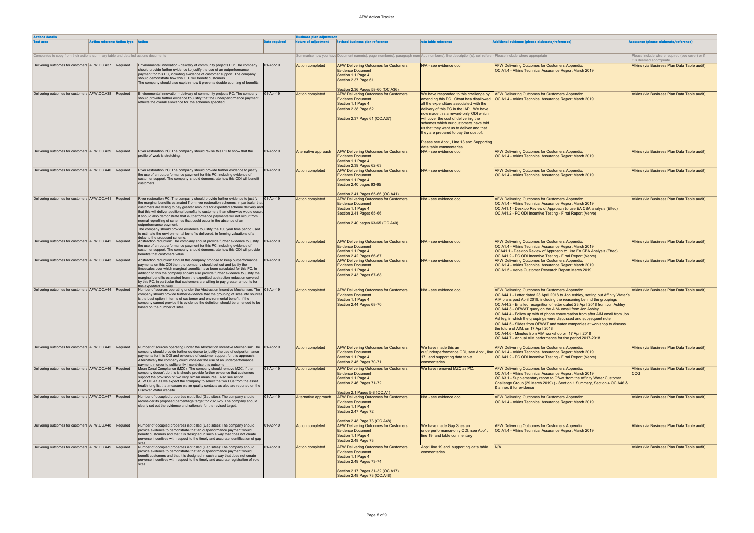| Actions details | | | | | Business plan adjustment | | | | |
|---|---|---|---|---|---|---|---|---|---|
| Test area | Action reference | Action type | Action | Date required | Nature of adjustment | Revised business plan reference | Data table reference | Additional evidence (please elaborate/reference) | Assurance (please elaborate/reference) |
| Companies to copy from their actions summary table and detailed actions documents | | | | | Summarise how you have | Document name(s), page number(s), paragraph num | App number(s), line description(s), cell referen | Please include where appropriate | Please include where required (see cover) or if it is deemed appropriate |
| Delivering outcomes for customers | AFW.OC.A37 | Required | Environmental innovation - delivery of community projects PC: The company should provide further evidence to justify the use of an outperformance payment for this PC, including evidence of customer support. The company should demonstrate how this ODI will benefit customers. The company should also explain how it prevents double counting of benefits. | 01-Apr-19 | Action completed | AFW Delivering Outcomes for Customers Evidence Document<br>Section 1.1 Page 4<br>Section 2.37 Page 61<br><br>Section 2.36 Pages 58-60 (OC.A36) | N/A - see evidence doc | AFW Delivering Outcomes for Customers Appendix:<br>OC.A1.4 - Atkins Technical Assurance Report March 2019 | Atkins (via Business Plan Data Table audit) |
| Delivering outcomes for customers | AFW.OC.A38 | Required | Environmental innovation - delivery of community projects PC: The company should provide further evidence to justify that the underperformance payment reflects the overall allowance for the schemes specified. | 01-Apr-19 | Action completed | AFW Delivering Outcomes for Customers Evidence Document<br>Section 1.1 Page 4<br>Section 2.38 Page 62<br><br>Section 2.37 Page 61 (OC.A37) | We have responded to this challenge by amending this PC. Ofwat has disallowed all the expenditure associated with the delivery of this PC in the IAP. We have now made this a reward-only ODI which will cover the cost of delivering the schemes which our customers have told us that they want us to deliver and that they are prepared to pay the cost of.<br><br>Please see App1, Line 13 and Supporting data table commentaries | AFW Delivering Outcomes for Customers Appendix:<br>OC.A1.4 - Atkins Technical Assurance Report March 2019 | Atkins (via Business Plan Data Table audit) |
| Delivering outcomes for customers | AFW.OC.A39 | Required | River restoration PC: The company should revise this PC to show that the profile of work is stretching. | 01-Apr-19 | Alternative approach | AFW Delivering Outcomes for Customers Evidence Document<br>Section 1.1 Page 4<br>Section 2.39 Pages 62-63 | N/A - see evidence doc | AFW Delivering Outcomes for Customers Appendix:<br>OC.A1.4 - Atkins Technical Assurance Report March 2019 | Atkins (via Business Plan Data Table audit) |
| Delivering outcomes for customers | AFW.OC.A40 | Required | River restoration PC: The company should provide further evidence to justify the use of an outperformance payment for this PC, including evidence of customer support. The company should demonstrate how this ODI will benefit customers. | 01-Apr-19 | Action completed | AFW Delivering Outcomes for Customers Evidence Document<br>Section 1.1 Page 4<br>Section 2.40 pages 63-65<br><br>Section 2.41 Pages 65-66 (OC.A41) | N/A - see evidence doc | AFW Delivering Outcomes for Customers Appendix:<br>OC.A1.4 - Atkins Technical Assurance Report March 2019 | Atkins (via Business Plan Data Table audit) |
| Delivering outcomes for customers | AFW.OC.A41 | Required | River restoration PC: The company should provide further evidence to justify the marginal benefits estimated from river restoration schemes, in particular that customers are willing to pay greater amounts for expedited scheme delivery and that this will deliver additional benefits to customers than otherwise would occur. It should also demonstrate that outperformance payments will not occur from normal reprofiling of schemes that could occur in the absence of an outperformance payment.<br>The company should provide evidence to justify the 100 year time period used to estimate the environmental benefits delivered, in forming valuations of a delay to the proposed scheme. | 01-Apr-19 | Action completed | AFW Delivering Outcomes for Customers Evidence Document<br>Section 1.1 Page 4<br>Section 2.41 Pages 65-66<br><br>Section 2.40 pages 63-65 (OC.A40) | N/A - see evidence doc | AFW Delivering Outcomes for Customers Appendix:<br>OC.A1.4 - Atkins Technical Assurance Report March 2019<br>OC.A41.1 - Desktop Review of Approach to use EA CBA analysis (Eftec)<br>OC.A41.2 - PC ODI Incentive Testing - Final Report (Verve) | Atkins (via Business Plan Data Table audit) |
| Delivering outcomes for customers | AFW.OC.A42 | Required | Abstraction reduction: The company should provide further evidence to justify the use of an outperformance payment for this PC, including evidence of customer support. The company should demonstrate how this ODI will provide benefits that customers value. | 01-Apr-19 | Action completed | AFW Delivering Outcomes for Customers Evidence Document<br>Section 1.1 Page 4<br>Section 2.42 Pages 66-67 | N/A - see evidence doc | AFW Delivering Outcomes for Customers Appendix:<br>OC.A1.4 - Atkins Technical Assurance Report March 2019<br>OCA41.1 - Desktop Review of Approach to Use EA CBA Analysis (Eftec)<br>OC.A41.2 - PC ODI Incentive Testing - Final Report (Verve) | Atkins (via Business Plan Data Table audit) |
| Delivering outcomes for customers | AFW.OC.A43 | Required | Abstraction reduction: Should the company propose to keep outperformance payments on this ODI then the company should set out and justify the timescales over which marginal benefits have been calculated for this PC. In addition to this the company should also provide further evidence to justify the marginal benefits estimated from the expedited abstraction reduction covered by this PC, in particular that customers are willing to pay greater amounts for this expedited delivery. | 01-Apr-19 | Action completed | AFW Delivering Outcomes for Customers Evidence Document<br>Section 1.1 Page 4<br>Section 2.43 Pages 67-68 | N/A - see evidence doc | AFW Delivering Outcomes for Customers Appendix:<br>OC.A1.4 - Atkins Technical Assurance Report March 2019<br>OC.A1.5 - Verve Customer Research Report March 2019 | Atkins (via Business Plan Data Table audit) |
| Delivering outcomes for customers | AFW.OC.A44 | Required | Number of sources operating under the Abstraction Incentive Mechanism: The company should provide further evidence that the grouping of sites into sources is the best option in terms of customer and environmental benefit. If the company cannot provide this evidence the definition should be amended to be based on the number of sites. | 01-Apr-19 | Action completed | AFW Delivering Outcomes for Customers Evidence Document<br>Section 1.1 Page 4<br>Section 2.44 Pages 68-70 | N/A - see evidence doc | AFW Delivering Outcomes for Customers Appendix:<br>OC.A44.1 - Letter dated 23 April 2018 to Jon Ashley, setting out Affinity Water's AIM plans post April 2018, including the reasoning behind the groupings<br>OC.A44.2 - Emailed recognition of letter dated 23 April 2018 from Jon Ashley<br>OC.A44.3 - OFWAT query on the AIM- email from Jon Ashley<br>OC.A44.4 - Follow up with of phone conversation from after AIM email from Jon Ashley, in which the groupings were discussed and subsequent note<br>OC.A44.5 - Slides from OFWAT and water companies at workshop to discuss the future of AIM, on 17 April 2018<br>OC.A44.6 - Minutes from AIM workshop on 17 April 2018<br>OC.A44.7 - Annual AIM performance for the period 2017-2018 | Atkins (via Business Plan Data Table audit) |
| Delivering outcomes for customers | AFW.OC.A45 | Required | Number of sources operating under the Abstraction Incentive Mechanism: The company should provide further evidence to justify the use of outperformance payments for this ODI and evidence of customer support for this approach. Alternatively the company could consider the use of an underperformance payment in order to sufficiently incentivise this outcome. | 01-Apr-19 | Action completed | AFW Delivering Outcomes for Customers Evidence Document<br>Section 1.1 Page 4<br>Section 2.45 Pages 70-71 | We have made this an out/underperformance ODI, see App1, line 17, and supporting data table commentaries | AFW Delivering Outcomes for Customers Appendix:<br>OC.A1.4 - Atkins Technical Assurance Report March 2019<br>OC.A41.2 - PC ODI Incentive Testing - Final Report (Verve) | Atkins (via Business Plan Data Table audit) |
| Delivering outcomes for customers | AFW.OC.A46 | Required | Mean Zonal Compliance (MZC): The company should remove MZC. If the company doesn't do this is should provide further evidence that customers support the provision of two very similar measures. Also see action AFW.OC.A1 as we expect the company to select the two PCs from the asset health long list that measure water quality contacts as also are reported on the Discover Water website. | 01-Apr-19 | Action completed | AFW Delivering Outcomes for Customers Evidence Document<br>Section 1.1 Page 4<br>Section 2.46 Pages 71-72<br><br>Section 2.1 Pages 5-8 (OC.A1) | We have removed MZC as PC. | AFW Delivering Outcomes for Customers Appendix:<br>OC.A1.4 - Atkins Technical Assurance Report March 2019<br>OC.A3.1 - Supplementary report to Ofwat from the Affinity Water Customer Challenge Group (29 March 2019) ) - Section 1 Summary, Section 4 OC.A46 & & annex B for evidence | Atkins (via Business Plan Data Table audit)<br>CCG |
| Delivering outcomes for customers | AFW.OC.A47 | Required | Number of occupied properties not billed (Gap sites): The company should reconsider its proposed percentage target for 2020-25. The company should clearly set out the evidence and rationale for the revised target. | 01-Apr-19 | Alternative approach | AFW Delivering Outcomes for Customers Evidence Document<br>Section 1.1 Page 4<br>Section 2.47 Page 72<br><br>Section 2.48 Page 73 (OC.A48) | N/A - see evidence doc | AFW Delivering Outcomes for Customers Appendix:<br>OC.A1.4 - Atkins Technical Assurance Report March 2019 | Atkins (via Business Plan Data Table audit) |
| Delivering outcomes for customers | AFW.OC.A48 | Required | Number of occupied properties not billed (Gap sites): The company should provide evidence to demonstrate that an outperformance payment would benefit customers and that it is designed in such a way that does not create perverse incentives with respect to the timely and accurate identification of gap sites. | 01-Apr-19 | Action completed | AFW Delivering Outcomes for Customers Evidence Document<br>Section 1.1 Page 4<br>Section 2.48 Page 73 | We have made Gap Sites an underperformance-only ODI, see App1, line 19, and table commentary. | AFW Delivering Outcomes for Customers Appendix:<br>OC.A1.4 - Atkins Technical Assurance Report March 2019 | Atkins (via Business Plan Data Table audit) |
| Delivering outcomes for customers | AFW.OC.A49 | Required | Number of occupied properties not billed (Gap sites): The company should provide evidence to demonstrate that an outperformance payment would benefit customers and that it is designed in such a way that does not create perverse incentives with respect to the timely and accurate registration of void sites. | 01-Apr-19 | Action completed | AFW Delivering Outcomes for Customers Evidence Document<br>Section 1.1 Page 4<br>Section 2.49 Pages 73-74<br><br>Section 2.17 Pages 31-32 (OC.A17)<br>Section 2.48 Page 73 (OC.A48) | App1 line 19 and supporting data table commentaries | N/A | Atkins (via Business Plan Data Table audit) |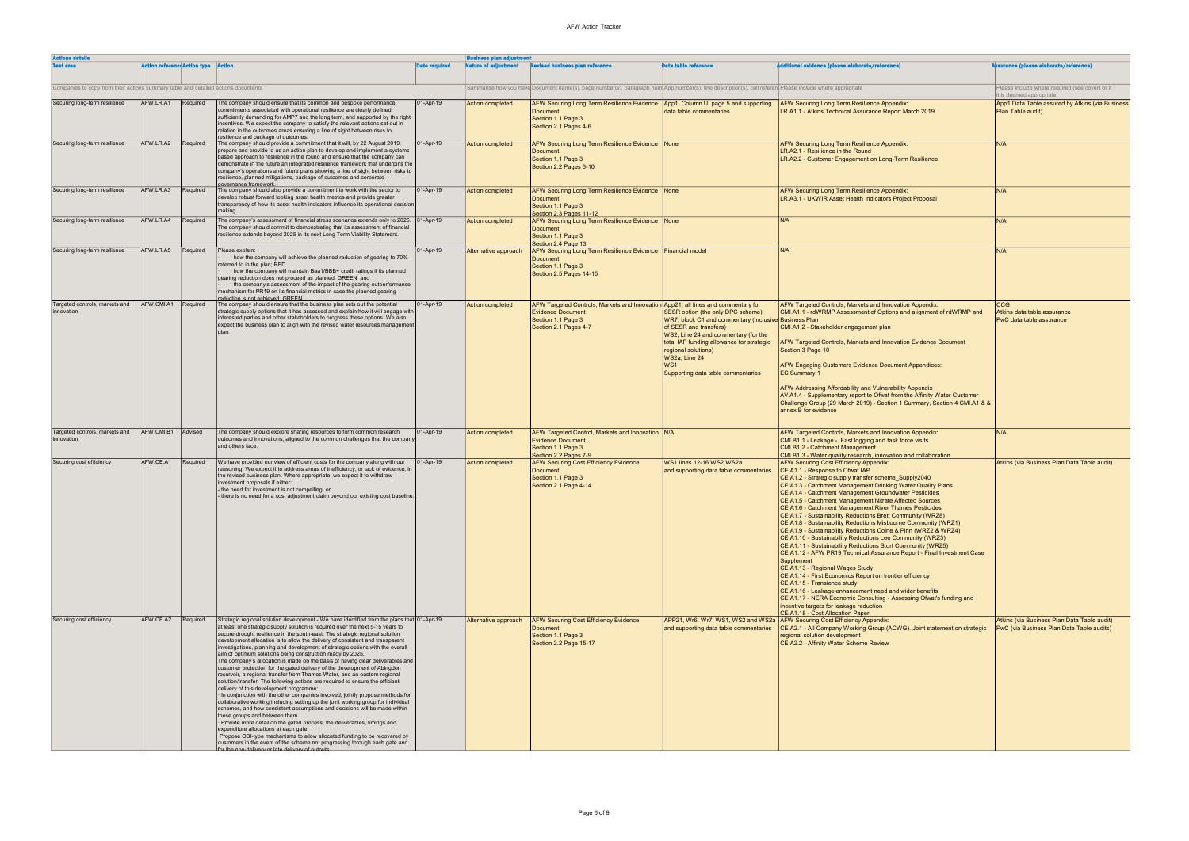| Actions details | | | | | Business plan adjustment | | | | |
|---|---|---|---|---|---|---|---|---|---|
| Test area | Action reference | Action type | Action | Date required | Nature of adjustment | Revised business plan reference | Data table reference | Additional evidence (please elaborate/reference) | Assurance (please elaborate/reference) |
| Companies to copy from their actions summary table and detailed actions documents | | | | | Summarise how you have | Document name(s), page number(s), paragraph num | App number(s), line description(s), cell referen | Please include where appropriate | Please include where required (see cover) or if it is deemed appropriate |
| Securing long-term resilience | AFW.LR.A1 | Required | The company should ensure that its common and bespoke performance commitments associated with operational resilience are clearly defined, sufficiently demanding for AMP7 and the long term, and supported by the right incentives. We expect the company to satisfy the relevant actions set out in relation in the outcomes areas ensuring a line of sight between risks to resilience and package of outcomes. | 01-Apr-19 | Action completed | AFW Securing Long Term Resilience Evidence Document<br>Section 1.1 Page 3<br>Section 2.1 Pages 4-6 | App1, Column U, page 5 and supporting data table commentaries | AFW Securing Long Term Resilience Appendix:<br>LR.A1.1 - Atkins Technical Assurance Report March 2019 | App1 Data Table assured by Atkins (via Business Plan Table audit) |
| Securing long-term resilience | AFW.LR.A2 | Required | The company should provide a commitment that it will, by 22 August 2019, prepare and provide to us an action plan to develop and implement a systems based approach to resilience in the round and ensure that the company can demonstrate in the future an integrated resilience framework that underpins the company's operations and future plans showing a line of sight between risks to resilience, planned mitigations, package of outcomes and corporate governance framework. | 01-Apr-19 | Action completed | AFW Securing Long Term Resilience Evidence Document<br>Section 1.1 Page 3<br>Section 2.2 Pages 6-10 | None | AFW Securing Long Term Resilience Appendix:<br>LR.A2.1 - Resilience in the Round<br>LR.A2.2 - Customer Engagement on Long-Term Resilience | N/A |
| Securing long-term resilience | AFW.LR.A3 | Required | The company should also provide a commitment to work with the sector to develop robust forward looking asset health metrics and provide greater transparency of how its asset health indicators influence its operational decision making. | 01-Apr-19 | Action completed | AFW Securing Long Term Resilience Evidence Document<br>Section 1.1 Page 3<br>Section 2.3 Pages 11-12 | None | AFW Securing Long Term Resilience Appendix:<br>LR.A3.1 - UKWIR Asset Health Indicators Project Proposal | N/A |
| Securing long-term resilience | AFW.LR.A4 | Required | The company's assessment of financial stress scenarios extends only to 2025. The company should commit to demonstrating that its assessment of financial resilience extends beyond 2025 in its next Long Term Viability Statement. | 01-Apr-19 | Action completed | AFW Securing Long Term Resilience Evidence Document<br>Section 1.1 Page 3<br>Section 2.4 Page 13 | None | N/A | N/A |
| Securing long-term resilience | AFW.LR.A5 | Required | Please explain:<br>- how the company will achieve the planned reduction of gearing to 70% referred to in the plan; RED<br>- how the company will maintain Baa1/BBB+ credit ratings if its planned gearing reduction does not proceed as planned; GREEN and<br>- the company's assessment of the impact of the gearing outperformance mechanism for PR19 on its financial metrics in case the planned gearing reduction is not achieved. GREEN | 01-Apr-19 | Alternative approach | AFW Securing Long Term Resilience Evidence Document<br>Section 1.1 Page 3<br>Section 2.5 Pages 14-15 | Financial model | N/A | N/A |
| Targeted controls, markets and innovation | AFW.CMI.A1 | Required | The company should ensure that the business plan sets out the potential strategic supply options that it has assessed and explain how it will engage with interested parties and other stakeholders to progress these options. We also expect the business plan to align with the revised water resources management plan. | 01-Apr-19 | Action completed | AFW Targeted Controls, Markets and Innovation Evidence Document<br>Section 1.1 Page 3<br>Section 2.1 Pages 4-7 | App21, all lines and commentary for SESR option (the only DPC scheme)<br>WR7, block C1 and commentary (inclusive of SESR and transfers)<br>WS2, Line 24 and commentary (for the total IAP funding allowance for strategic regional solutions)<br>WS2a, Line 24<br>WS1<br>Supporting data table commentaries | AFW Targeted Controls, Markets and Innovation Appendix:<br>CMI.A1.1 - rdWRMP Assessment of Options and alignment of rdWRMP and Business Plan<br>CMI.A1.2 - Stakeholder engagement plan<br><br>AFW Targeted Controls, Markets and Innovation Evidence Document<br>Section 3 Page 10<br><br>AFW Engaging Customers Evidence Document Appendices:<br>EC Summary 1<br><br>AFW Addressing Affordability and Vulnerability Appendix<br>AV.A1.4 - Supplementary report to Ofwat from the Affinity Water Customer Challenge Group (29 March 2019) - Section 1 Summary, Section 4 CMI.A1 & & annex B for evidence | CCG<br>Atkins data table assurance<br>PwC data table assurance |
| Targeted controls, markets and innovation | AFW.CMI.B1 | Advised | The company should explore sharing resources to form common research outcomes and innovations, aligned to the common challenges that the company and others face. | 01-Apr-19 | Action completed | AFW Targeted Control, Markets and Innovation Evidence Document<br>Section 1.1 Page 3<br>Section 2.2 Pages 7-9 | N/A | AFW Targeted Controls, Markets and Innovation Appendix:<br>CMI.B1.1 - Leakage - Fast logging and task force visits<br>CMI.B1.2 - Catchment Management<br>CMI.B1.3 - Water quality research, innovation and collaboration | N/A |
| Securing cost efficiency | AFW.CE.A1 | Required | We have provided our view of efficient costs for the company along with our reasoning. We expect it to address areas of inefficiency, or lack of evidence, in the revised business plan. Where appropriate, we expect it to withdraw investment proposals if either:<br>- the need for investment is not compelling; or<br>- there is no need for a cost adjustment claim beyond our existing cost baseline. | 01-Apr-19 | Action completed | AFW Securing Cost Efficiency Evidence Document<br>Section 1.1 Page 3<br>Section 2.1 Page 4-14 | WS1 lines 12-16 WS2 WS2a and supporting data table commentaries | AFW Securing Cost Efficiency Appendix:<br>CE.A1.1 - Response to Ofwat IAP<br>CE.A1.2 - Strategic supply transfer scheme_Supply2040<br>CE.A1.3 - Catchment Management Drinking Water Quality Plans<br>CE.A1.4 - Catchment Management Groundwater Pesticides<br>CE.A1.5 - Catchment Management Nitrate Affected Sources<br>CE.A1.6 - Catchment Management River Thames Pesticides<br>CE.A1.7 - Sustainability Reductions Brett Community (WRZ8)<br>CE.A1.8 - Sustainability Reductions Misbourne Community (WRZ1)<br>CE.A1.9 - Sustainability Reductions Colne & Pinn (WRZ2 & WRZ4)<br>CE.A1.10 - Sustainability Reductions Lee Community (WRZ3)<br>CE.A1.11 - Sustainability Reductions Stort Community (WRZ5)<br>CE.A1.12 - AFW PR19 Technical Assurance Report - Final Investment Case Supplement<br>CE.A1.13 - Regional Wages Study<br>CE.A1.14 - First Economics Report on frontier efficiency<br>CE.A1.15 - Transience study<br>CE.A1.16 - Leakage enhancement need and wider benefits<br>CE.A1.17 - NERA Economic Consulting - Assessing Ofwat's funding and incentive targets for leakage reduction<br>CE.A1.18 - Cost Allocation Paper | Atkins (via Business Plan Data Table audit) |
| Securing cost efficiency | AFW.CE.A2 | Required | Strategic regional solution development - We have identified from the plans that at least one strategic supply solution is required over the next 5-15 years to secure drought resilience in the south-east. The strategic regional solution development allocation is to allow the delivery of consistent and transparent investigations, planning and development of strategic options with the overall aim of optimum solutions being construction ready by 2025.<br>The company's allocation is made on the basis of having clear deliverables and customer protection for the gated delivery of the development of Abingdon reservoir, a regional transfer from Thames Water, and an eastern regional solution/transfer. The following actions are required to ensure the efficient delivery of this development programme:<br>· In conjunction with the other companies involved, jointly propose methods for collaborative working including setting up the joint working group for individual schemes, and how consistent assumptions and decisions will be made within these groups and between them.<br>· Provide more detail on the gated process, the deliverables, timings and expenditure allocations at each gate<br>·Propose ODI-type mechanisms to allow allocated funding to be recovered by customers in the event of the scheme not progressing through each gate and for the non-delivery or late delivery of outputs | 01-Apr-19 | Alternative approach | AFW Securing Cost Efficiency Evidence Document<br>Section 1.1 Page 3<br>Section 2.2 Page 15-17 | APP21, Wr6, Wr7, WS1, WS2 and WS2a and supporting data table commentaries | AFW Securing Cost Efficiency Appendix:<br>CE.A2.1 - All Company Working Group (ACWG). Joint statement on strategic regional solution development<br>CE.A2.2 - Affinity Water Scheme Review | Atkins (via Business Plan Data Table audit)<br>PwC (via Business Plan Data Table audits) |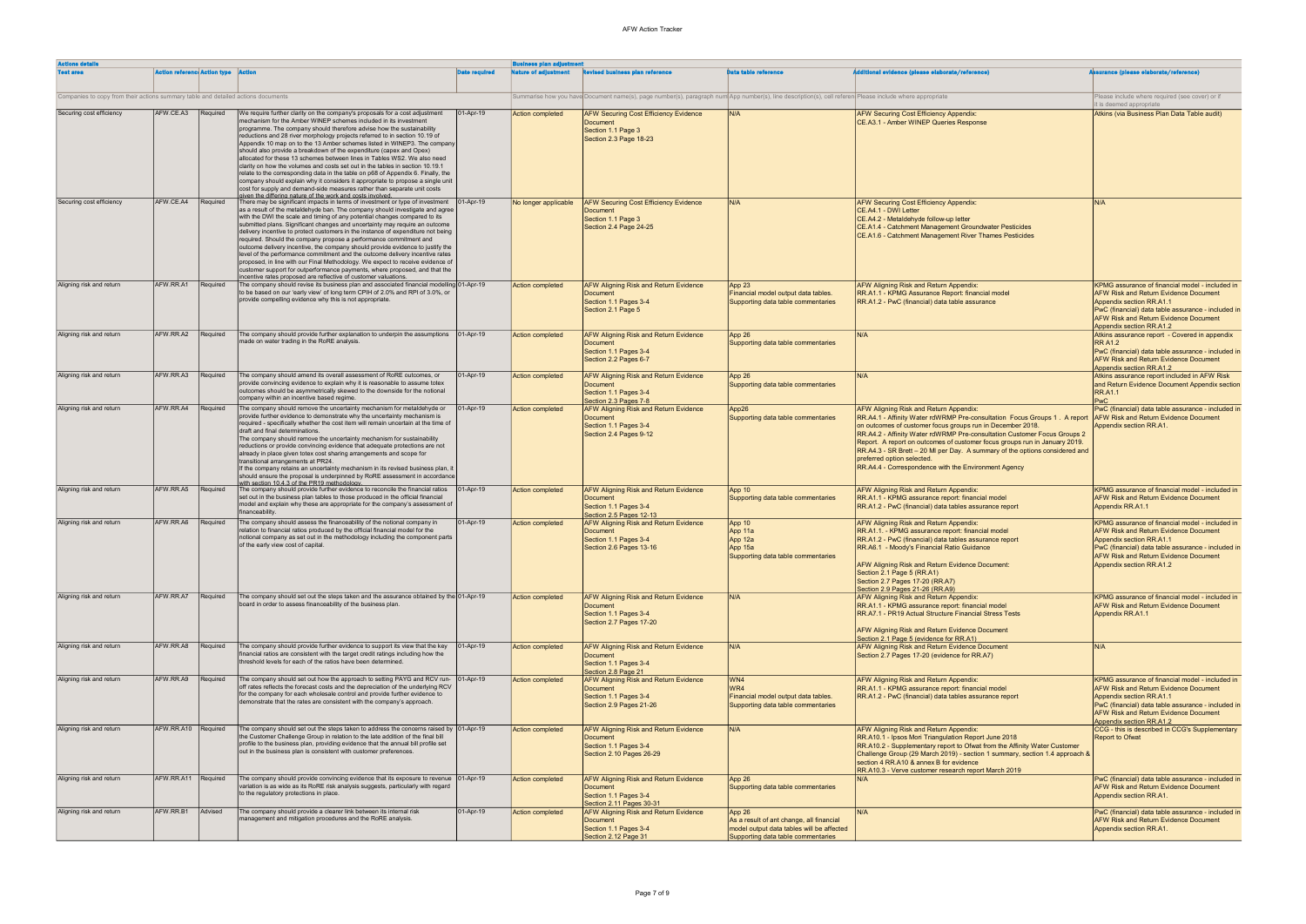| Actions details | | | | | Business plan adjustment | | | | |
|---|---|---|---|---|---|---|---|---|---|
| Test area | Action reference | Action type | Action | Date required | Nature of adjustment | Revised business plan reference | Data table reference | Additional evidence (please elaborate/reference) | Assurance (please elaborate/reference) |
| Companies to copy from their actions summary table and detailed actions documents | | | | | Summarise how you have | Document name(s), page number(s), paragraph num | App number(s), line description(s), cell referen | Please include where appropriate | Please include where required (see cover) or if it is deemed appropriate |
| Securing cost efficiency | AFW.CE.A3 | Required | We require further clarity on the company's proposals for a cost adjustment mechanism for the Amber WINEP schemes included in its investment programme. The company should therefore advise how the sustainability reductions and 28 river morphology projects referred to in section 10.19 of Appendix 10 map on to the 13 Amber schemes listed in WINEP3. The company should also provide a breakdown of the expenditure (capex and Opex) allocated for these 13 schemes between lines in Tables WS2. We also need clarity on how the volumes and costs set out in the tables in section 10.19.1 relate to the corresponding data in the table on p68 of Appendix 6. Finally, the company should explain why it considers it appropriate to propose a single unit cost for supply and demand-side measures rather than separate unit costs given the differing nature of the work and costs involved. | 01-Apr-19 | Action completed | AFW Securing Cost Efficiency Evidence Document<br>Section 1.1 Page 3<br>Section 2.3 Page 18-23 | N/A | AFW Securing Cost Efficiency Appendix:<br>CE.A3.1 - Amber WINEP Queries Response | Atkins (via Business Plan Data Table audit) |
| Securing cost efficiency | AFW.CE.A4 | Required | There may be significant impacts in terms of investment or type of investment as a result of the metaldehyde ban. The company should investigate and agree with the DWI the scale and timing of any potential changes compared to its submitted plans. Significant changes and uncertainty may require an outcome delivery incentive to protect customers in the instance of expenditure not being required. Should the company propose a performance commitment and outcome delivery incentive, the company should provide evidence to justify the level of the performance commitment and the outcome delivery incentive rates proposed, in line with our Final Methodology. We expect to receive evidence of customer support for outperformance payments, where proposed, and that the incentive rates proposed are reflective of customer valuations. | 01-Apr-19 | No longer applicable | AFW Securing Cost Efficiency Evidence Document<br>Section 1.1 Page 3<br>Section 2.4 Page 24-25 | N/A | AFW Securing Cost Efficiency Appendix:<br>CE.A4.1 - DWI Letter<br>CE.A4.2 - Metaldehyde follow-up letter<br>CE.A1.4 - Catchment Management Groundwater Pesticides<br>CE.A1.6 - Catchment Management River Thames Pesticides | N/A |
| Aligning risk and return | AFW.RR.A1 | Required | The company should revise its business plan and associated financial modelling to be based on our 'early view' of long term CPIH of 2.0% and RPI of 3.0%, or provide compelling evidence why this is not appropriate. | 01-Apr-19 | Action completed | AFW Aligning Risk and Return Evidence Document<br>Section 1.1 Pages 3-4<br>Section 2.1 Page 5 | App 23<br>Financial model output data tables.<br>Supporting data table commentaries | AFW Aligning Risk and Return Appendix:<br>RR.A1.1 - KPMG Assurance Report: financial model<br>RR.A1.2 - PwC (financial) data table assurance | KPMG assurance of financial model - included in AFW Risk and Return Evidence Document Appendix section RR.A1.1<br>PwC (financial) data table assurance - included in AFW Risk and Return Evidence Document Appendix section RR.A1.2 |
| Aligning risk and return | AFW.RR.A2 | Required | The company should provide further explanation to underpin the assumptions made on water trading in the RoRE analysis. | 01-Apr-19 | Action completed | AFW Aligning Risk and Return Evidence Document<br>Section 1.1 Pages 3-4<br>Section 2.2 Pages 6-7 | App 26<br>Supporting data table commentaries | N/A | Atkins assurance report - Covered in appendix RR A1.2<br>PwC (financial) data table assurance - included in AFW Risk and Return Evidence Document Appendix section RR.A1.2 |
| Aligning risk and return | AFW.RR.A3 | Required | The company should amend its overall assessment of RoRE outcomes, or provide convincing evidence to explain why it is reasonable to assume totex outcomes should be asymmetrically skewed to the downside for the notional company within an incentive based regime. | 01-Apr-19 | Action completed | AFW Aligning Risk and Return Evidence Document<br>Section 1.1 Pages 3-4<br>Section 2.3 Pages 7-8 | App 26<br>Supporting data table commentaries | N/A | Atkins assurance report included in AFW Risk and Return Evidence Document Appendix section RR.A1.1<br>PwC |
| Aligning risk and return | AFW.RR.A4 | Required | The company should remove the uncertainty mechanism for metaldehyde or provide further evidence to demonstrate why the uncertainty mechanism is required - specifically whether the cost item will remain uncertain at the time of draft and final determinations.<br>The company should remove the uncertainty mechanism for sustainability reductions or provide convincing evidence that adequate protections are not already in place given totex cost sharing arrangements and scope for transitional arrangements at PR24.<br>If the company retains an uncertainty mechanism in its revised business plan, it should ensure the proposal is underpinned by RoRE assessment in accordance with section 10.4.3 of the PR19 methodology. | 01-Apr-19 | Action completed | AFW Aligning Risk and Return Evidence Document<br>Section 1.1 Pages 3-4<br>Section 2.4 Pages 9-12 | App26<br>Supporting data table commentaries | AFW Aligning Risk and Return Appendix:<br>RR.A4.1 - Affinity Water rdWRMP Pre-consultation Focus Groups 1 . A report on outcomes of customer focus groups run in December 2018.<br>RR.A4.2 - Affinity Water rdWRMP Pre-consultation Customer Focus Groups 2 Report. A report on outcomes of customer focus groups run in January 2019.<br>RR.A4.3 - SR Brett – 20 Ml per Day. A summary of the options considered and preferred option selected.<br>RR.A4.4 - Correspondence with the Environment Agency | PwC (financial) data table assurance - included in AFW Risk and Return Evidence Document Appendix section RR.A1. |
| Aligning risk and return | AFW.RR.A5 | Required | The company should provide further evidence to reconcile the financial ratios set out in the business plan tables to those produced in the official financial model and explain why these are appropriate for the company's assessment of financeability. | 01-Apr-19 | Action completed | AFW Aligning Risk and Return Evidence Document<br>Section 1.1 Pages 3-4<br>Section 2.5 Pages 12-13 | App 10<br>Supporting data table commentaries | AFW Aligning Risk and Return Appendix:<br>RR.A1.1 - KPMG assurance report: financial model<br>RR.A1.2 - PwC (financial) data tables assurance report | KPMG assurance of financial model - included in AFW Risk and Return Evidence Document Appendix RR.A1.1 |
| Aligning risk and return | AFW.RR.A6 | Required | The company should assess the financeability of the notional company in relation to financial ratios produced by the official financial model for the notional company as set out in the methodology including the component parts of the early view cost of capital. | 01-Apr-19 | Action completed | AFW Aligning Risk and Return Evidence Document<br>Section 1.1 Pages 3-4<br>Section 2.6 Pages 13-16 | App 10<br>App 11a<br>App 12a<br>App 15a<br>Supporting data table commentaries | AFW Aligning Risk and Return Appendix:<br>RR.A1.1. - KPMG assurance report: financial model<br>RR.A1.2 - PwC (financial) data tables assurance report<br>RR.A6.1 - Moody's Financial Ratio Guidance<br><br>AFW Aligning Risk and Return Evidence Document:<br>Section 2.1 Page 5 (RR.A1)<br>Section 2.7 Pages 17-20 (RR.A7)<br>Section 2.9 Pages 21-26 (RR.A9) | KPMG assurance of financial model - included in AFW Risk and Return Evidence Document Appendix section RR.A1.1<br>PwC (financial) data table assurance - included in AFW Risk and Return Evidence Document Appendix section RR.A1.2 |
| Aligning risk and return | AFW.RR.A7 | Required | The company should set out the steps taken and the assurance obtained by the board in order to assess financeability of the business plan. | 01-Apr-19 | Action completed | AFW Aligning Risk and Return Evidence Document<br>Section 1.1 Pages 3-4<br>Section 2.7 Pages 17-20 | N/A | AFW Aligning Risk and Return Appendix:<br>RR.A1.1 - KPMG assurance report: financial model<br>RR.A7.1 - PR19 Actual Structure Financial Stress Tests<br><br>AFW Aligning Risk and Return Evidence Document<br>Section 2.1 Page 5 (evidence for RR.A1) | KPMG assurance of financial model - included in AFW Risk and Return Evidence Document Appendix RR.A1.1 |
| Aligning risk and return | AFW.RR.A8 | Required | The company should provide further evidence to support its view that the key financial ratios are consistent with the target credit ratings including how the threshold levels for each of the ratios have been determined. | 01-Apr-19 | Action completed | AFW Aligning Risk and Return Evidence Document<br>Section 1.1 Pages 3-4<br>Section 2.8 Page 21 | N/A | AFW Aligning Risk and Return Evidence Document<br>Section 2.7 Pages 17-20 (evidence for RR.A7) | N/A |
| Aligning risk and return | AFW.RR.A9 | Required | The company should set out how the approach to setting PAYG and RCV run-off rates reflects the forecast costs and the depreciation of the underlying RCV for the company for each wholesale control and provide further evidence to demonstrate that the rates are consistent with the company's approach. | 01-Apr-19 | Action completed | AFW Aligning Risk and Return Evidence Document<br>Section 1.1 Pages 3-4<br>Section 2.9 Pages 21-26 | WN4<br>WR4<br>Financial model output data tables.<br>Supporting data table commentaries | AFW Aligning Risk and Return Appendix:<br>RR.A1.1 - KPMG assurance report: financial model<br>RR.A1.2 - PwC (financial) data tables assurance report | KPMG assurance of financial model - included in AFW Risk and Return Evidence Document Appendix section RR.A1.1<br>PwC (financial) data table assurance - included in AFW Risk and Return Evidence Document Appendix section RR.A1.2 |
| Aligning risk and return | AFW.RR.A10 | Required | The company should set out the steps taken to address the concerns raised by the Customer Challenge Group in relation to the late addition of the final bill profile to the business plan, providing evidence that the annual bill profile set out in the business plan is consistent with customer preferences. | 01-Apr-19 | Action completed | AFW Aligning Risk and Return Evidence Document<br>Section 1.1 Pages 3-4<br>Section 2.10 Pages 26-29 | N/A | AFW Aligning Risk and Return Appendix:<br>RR.A10.1 - Ipsos Mori Triangulation Report June 2018<br>RR.A10.2 - Supplementary report to Ofwat from the Affinity Water Customer Challenge Group (29 March 2019) - section 1 summary, section 1.4 approach & section 4 RR.A10 & annex B for evidence<br>RR.A10.3 - Verve customer research report March 2019 | CCG - this is described in CCG's Supplementary Report to Ofwat |
| Aligning risk and return | AFW.RR.A11 | Required | The company should provide convincing evidence that its exposure to revenue variation is as wide as its RoRE risk analysis suggests, particularly with regard to the regulatory protections in place. | 01-Apr-19 | Action completed | AFW Aligning Risk and Return Evidence Document<br>Section 1.1 Pages 3-4<br>Section 2.11 Pages 30-31 | App 26<br>Supporting data table commentaries | N/A | PwC (financial) data table assurance - included in AFW Risk and Return Evidence Document Appendix section RR.A1. |
| Aligning risk and return | AFW.RR.B1 | Advised | The company should provide a clearer link between its internal risk management and mitigation procedures and the RoRE analysis. | 01-Apr-19 | Action completed | AFW Aligning Risk and Return Evidence Document<br>Section 1.1 Pages 3-4<br>Section 2.12 Page 31 | App 26<br>As a result of ant change, all financial model output data tables will be affected<br>Supporting data table commentaries | N/A | PwC (financial) data table assurance - included in AFW Risk and Return Evidence Document Appendix section RR.A1. |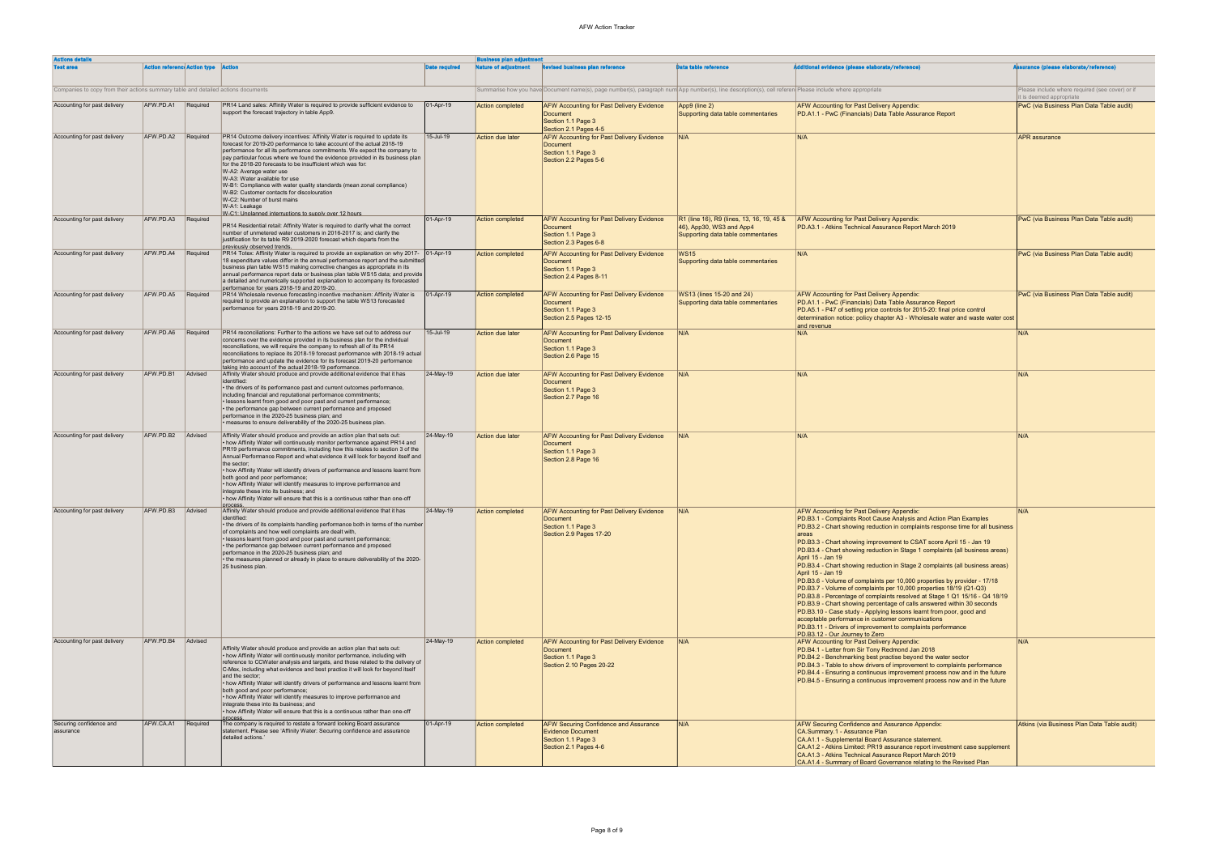| Actions details | | | | | Business plan adjustment | | | | |
|---|---|---|---|---|---|---|---|---|---|
| Test area | Action reference | Action type | Action | Date required | Nature of adjustment | Revised business plan reference | Data table reference | Additional evidence (please elaborate/reference) | Assurance (please elaborate/reference) |
| Companies to copy from their actions summary table and detailed actions documents | | | | | Summarise how you have | Document name(s), page number(s), paragraph num | App number(s), line description(s), cell referen | Please include where appropriate | Please include where required (see cover) or if it is deemed appropriate |
| Accounting for past delivery | AFW.PD.A1 | Required | PR14 Land sales: Affinity Water is required to provide sufficient evidence to support the forecast trajectory in table App9. | 01-Apr-19 | Action completed | AFW Accounting for Past Delivery Evidence Document<br>Section 1.1 Page 3<br>Section 2.1 Pages 4-5 | App9 (line 2)<br>Supporting data table commentaries | AFW Accounting for Past Delivery Appendix:<br>PD.A1.1 - PwC (Financials) Data Table Assurance Report | PwC (via Business Plan Data Table audit) |
| Accounting for past delivery | AFW.PD.A2 | Required | PR14 Outcome delivery incentives: Affinity Water is required to update its forecast for 2019-20 performance to take account of the actual 2018-19 performance for all its performance commitments. We expect the company to pay particular focus where we found the evidence provided in its business plan for the 2018-20 forecasts to be insufficient which was for:<br>W-A2: Average water use<br>W-A3: Water available for use<br>W-B1: Compliance with water quality standards (mean zonal compliance)<br>W-B2: Customer contacts for discolouration<br>W-C2: Number of burst mains<br>W-A1: Leakage<br>W-C1: Unplanned interruptions to supply over 12 hours | 15-Jul-19 | Action due later | AFW Accounting for Past Delivery Evidence Document<br>Section 1.1 Page 3<br>Section 2.2 Pages 5-6 | N/A | N/A | APR assurance |
| Accounting for past delivery | AFW.PD.A3 | Required | PR14 Residential retail: Affinity Water is required to clarify what the correct number of unmetered water customers in 2016-2017 is; and clarify the justification for its table R9 2019-2020 forecast which departs from the previously observed trends. | 01-Apr-19 | Action completed | AFW Accounting for Past Delivery Evidence Document<br>Section 1.1 Page 3<br>Section 2.3 Pages 6-8 | R1 (line 16), R9 (lines 13, 16, 19, 45 & 46), App30, WS3 and App4<br>Supporting data table commentaries | AFW Accounting for Past Delivery Appendix:<br>PD.A3.1 - Atkins Technical Assurance Report March 2019 | PwC (via Business Plan Data Table audit) |
| Accounting for past delivery | AFW.PD.A4 | Required | PR14 Totex: Affinity Water is required to provide an explanation on why 2017-18 expenditure values differ in the annual performance report and the submitted business plan table WS15 making corrective changes as appropriate in its annual performance report data or business plan table WS15 data; and provide a detailed and numerically supported explanation to accompany its forecasted performance for years 2018-19 and 2019-20. | 01-Apr-19 | Action completed | AFW Accounting for Past Delivery Evidence Document<br>Section 1.1 Page 3<br>Section 2.4 Pages 8-11 | WS15<br>Supporting data table commentaries | N/A | PwC (via Business Plan Data Table audit) |
| Accounting for past delivery | AFW.PD.A5 | Required | PR14 Wholesale revenue forecasting incentive mechanism: Affinity Water is required to provide an explanation to support the table WS13 forecasted performance for years 2018-19 and 2019-20. | 01-Apr-19 | Action completed | AFW Accounting for Past Delivery Evidence Document<br>Section 1.1 Page 3<br>Section 2.5 Pages 12-15 | WS13 (lines 15-20 and 24)<br>Supporting data table commentaries | AFW Accounting for Past Delivery Appendix:<br>PD.A1.1 - PwC (Financials) Data Table Assurance Report<br>PD.A5.1 - P47 of setting price controls for 2015-20: final price control determination notice: policy chapter A3 - Wholesale water and waste water cost and revenue | PwC (via Business Plan Data Table audit) |
| Accounting for past delivery | AFW.PD.A6 | Required | PR14 reconciliations: Further to the actions we have set out to address our concerns over the evidence provided in its business plan for the individual reconciliations, we will require the company to refresh all of its PR14 reconciliations to replace its 2018-19 forecast performance with 2018-19 actual performance and update the evidence for its forecast 2019-20 performance taking into account of the actual 2018-19 performance. | 15-Jul-19 | Action due later | AFW Accounting for Past Delivery Evidence Document<br>Section 1.1 Page 3<br>Section 2.6 Page 15 | N/A | N/A | N/A |
| Accounting for past delivery | AFW.PD.B1 | Advised | Affinity Water should produce and provide additional evidence that it has identified:<br>• the drivers of its performance past and current outcomes performance, including financial and reputational performance commitments;<br>• lessons learnt from good and poor past and current performance;<br>• the performance gap between current performance and proposed performance in the 2020-25 business plan; and<br>• measures to ensure deliverability of the 2020-25 business plan. | 24-May-19 | Action due later | AFW Accounting for Past Delivery Evidence Document<br>Section 1.1 Page 3<br>Section 2.7 Page 16 | N/A | N/A | N/A |
| Accounting for past delivery | AFW.PD.B2 | Advised | Affinity Water should produce and provide an action plan that sets out:<br>• how Affinity Water will continuously monitor performance against PR14 and PR19 performance commitments, including how this relates to section 3 of the Annual Performance Report and what evidence it will look for beyond itself and the sector;<br>• how Affinity Water will identify drivers of performance and lessons learnt from both good and poor performance;<br>• how Affinity Water will identify measures to improve performance and integrate these into its business; and<br>• how Affinity Water will ensure that this is a continuous rather than one-off process. | 24-May-19 | Action due later | AFW Accounting for Past Delivery Evidence Document<br>Section 1.1 Page 3<br>Section 2.8 Page 16 | N/A | N/A | N/A |
| Accounting for past delivery | AFW.PD.B3 | Advised | Affinity Water should produce and provide additional evidence that it has identified:<br>• the drivers of its complaints handling performance both in terms of the number of complaints and how well complaints are dealt with,<br>• lessons learnt from good and poor past and current performance;<br>• the performance gap between current performance and proposed performance in the 2020-25 business plan; and<br>• the measures planned or already in place to ensure deliverability of the 2020-25 business plan. | 24-May-19 | Action completed | AFW Accounting for Past Delivery Evidence Document<br>Section 1.1 Page 3<br>Section 2.9 Pages 17-20 | N/A | AFW Accounting for Past Delivery Appendix:<br>PD.B3.1 - Complaints Root Cause Analysis and Action Plan Examples<br>PD.B3.2 - Chart showing reduction in complaints response time for all business areas<br>PD.B3.3 - Chart showing improvement to CSAT score April 15 - Jan 19<br>PD.B3.4 - Chart showing reduction in Stage 1 complaints (all business areas) April 15 - Jan 19<br>PD.B3.4 - Chart showing reduction in Stage 2 complaints (all business areas) April 15 - Jan 19<br>PD.B3.6 - Volume of complaints per 10,000 properties by provider - 17/18<br>PD.B3.7 - Volume of complaints per 10,000 properties 18/19 (Q1-Q3)<br>PD.B3.8 - Percentage of complaints resolved at Stage 1 Q1 15/16 - Q4 18/19<br>PD.B3.9 - Chart showing percentage of calls answered within 30 seconds<br>PD.B3.10 - Case study - Applying lessons learnt from poor, good and acceptable performance in customer communications<br>PD.B3.11 - Drivers of improvement to complaints performance<br>PD.B3.12 - Our Journey to Zero | N/A |
| Accounting for past delivery | AFW.PD.B4 | Advised | Affinity Water should produce and provide an action plan that sets out:<br>• how Affinity Water will continuously monitor performance, including with reference to CCWater analysis and targets, and those related to the delivery of C-Mex, including what evidence and best practice it will look for beyond itself and the sector;<br>• how Affinity Water will identify drivers of performance and lessons learnt from both good and poor performance;<br>• how Affinity Water will identify measures to improve performance and integrate these into its business; and<br>• how Affinity Water will ensure that this is a continuous rather than one-off process. | 24-May-19 | Action completed | AFW Accounting for Past Delivery Evidence Document<br>Section 1.1 Page 3<br>Section 2.10 Pages 20-22 | N/A | AFW Accounting for Past Delivery Appendix:<br>PD.B4.1 - Letter from Sir Tony Redmond Jan 2018<br>PD.B4.2 - Benchmarking best practise beyond the water sector<br>PD.B4.3 - Table to show drivers of improvement to complaints performance<br>PD.B4.4 - Ensuring a continuous improvement process now and in the future<br>PD.B4.5 - Ensuring a continuous improvement process now and in the future | N/A |
| Securing confidence and assurance | AFW.CA.A1 | Required | The company is required to restate a forward looking Board assurance statement. Please see 'Affinity Water: Securing confidence and assurance detailed actions.' | 01-Apr-19 | Action completed | AFW Securing Confidence and Assurance Evidence Document<br>Section 1.1 Page 3<br>Section 2.1 Pages 4-6 | N/A | AFW Securing Confidence and Assurance Appendix:<br>CA.Summary.1 - Assurance Plan<br>CA.A1.1 - Supplemental Board Assurance statement.<br>CA.A1.2 - Atkins Limited: PR19 assurance report investment case supplement<br>CA.A1.3 - Atkins Technical Assurance Report March 2019<br>CA.A1.4 - Summary of Board Governance relating to the Revised Plan | Atkins (via Business Plan Data Table audit) |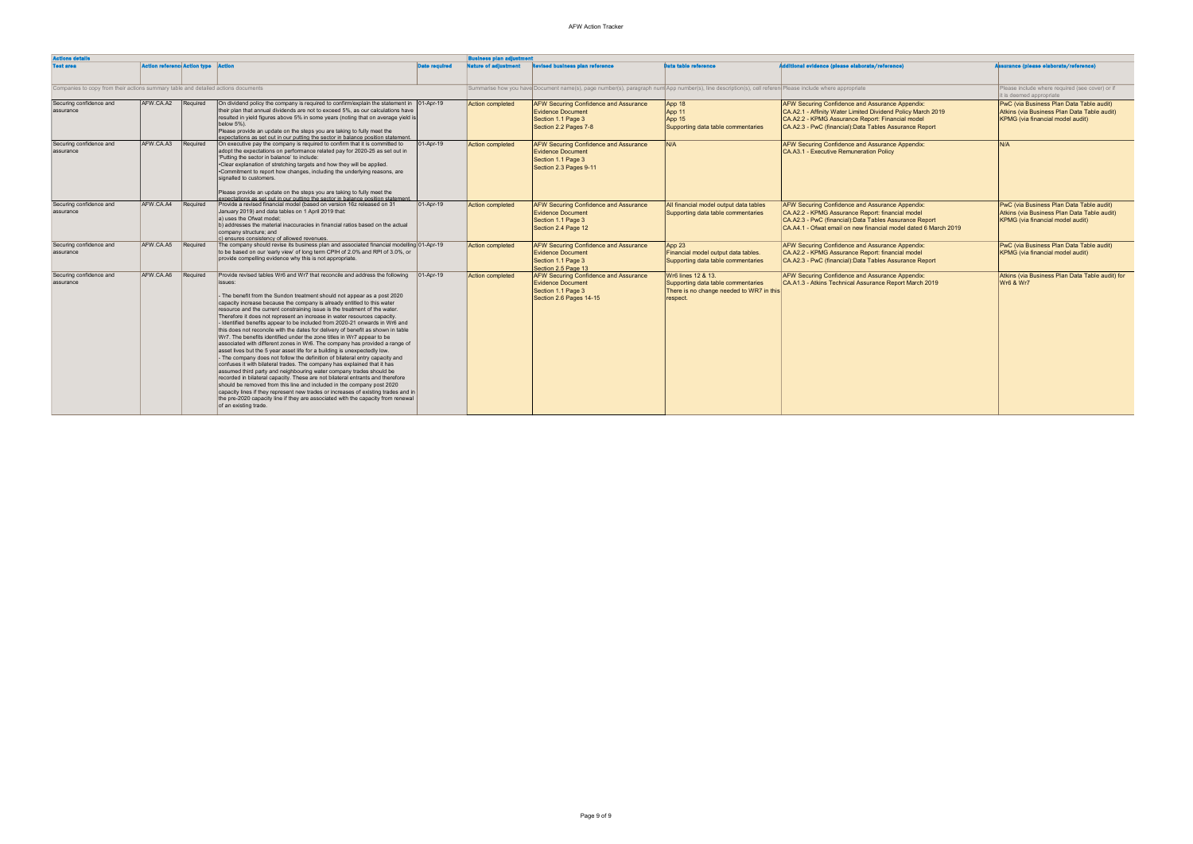# AFW Action Tracker

| Actions details | | | | | Business plan adjustment | | | | |
|---|---|---|---|---|---|---|---|---|---|
| Test area | Action reference | Action type | Action | Date required | Nature of adjustment | Revised business plan reference | Data table reference | Additional evidence (please elaborate/reference) | Assurance (please elaborate/reference) |
| Companies to copy from their actions summary table and detailed actions documents | | | | | Summarise how you have | Document name(s), page number(s), paragraph num | App number(s), line description(s), cell referen | Please include where appropriate | Please include where required (see cover) or if it is deemed appropriate |
| Securing confidence and assurance | AFW.CA.A2 | Required | On dividend policy the company is required to confirm/explain the statement in their plan that annual dividends are not to exceed 5%, as our calculations have resulted in yield figures above 5% in some years (noting that on average yield is below 5%).<br>Please provide an update on the steps you are taking to fully meet the expectations as set out in our putting the sector in balance position statement. | 01-Apr-19 | Action completed | AFW Securing Confidence and Assurance Evidence Document<br>Section 1.1 Page 3<br>Section 2.2 Pages 7-8 | App 18<br>App 11<br>App 15<br>Supporting data table commentaries | AFW Securing Confidence and Assurance Appendix:<br>CA.A2.1 - Affinity Water Limited Dividend Policy March 2019<br>CA.A2.2 - KPMG Assurance Report: Financial model<br>CA.A2.3 - PwC (financial):Data Tables Assurance Report | PwC (via Business Plan Data Table audit)<br>Atkins (via Business Plan Data Table audit)<br>KPMG (via financial model audit) |
| Securing confidence and assurance | AFW.CA.A3 | Required | On executive pay the company is required to confirm that it is committed to adopt the expectations on performance related pay for 2020-25 as set out in 'Putting the sector in balance' to include:<br>•Clear explanation of stretching targets and how they will be applied.<br>•Commitment to report how changes, including the underlying reasons, are signalled to customers.<br><br>Please provide an update on the steps you are taking to fully meet the expectations as set out in our putting the sector in balance position statement. | 01-Apr-19 | Action completed | AFW Securing Confidence and Assurance Evidence Document<br>Section 1.1 Page 3<br>Section 2.3 Pages 9-11 | N/A | AFW Securing Confidence and Assurance Appendix:<br>CA.A3.1 - Executive Remuneration Policy | N/A |
| Securing confidence and assurance | AFW.CA.A4 | Required | Provide a revised financial model (based on version 16z released on 31 January 2019) and data tables on 1 April 2019 that:<br>a) uses the Ofwat model;<br>b) addresses the material inaccuracies in financial ratios based on the actual company structure; and<br>c) ensures consistency of allowed revenues. | 01-Apr-19 | Action completed | AFW Securing Confidence and Assurance Evidence Document<br>Section 1.1 Page 3<br>Section 2.4 Page 12 | All financial model output data tables<br>Supporting data table commentaries | AFW Securing Confidence and Assurance Appendix:<br>CA.A2.2 - KPMG Assurance Report: financial model<br>CA.A2.3 - PwC (financial):Data Tables Assurance Report<br>CA.A4.1 - Ofwat email on new financial model dated 6 March 2019 | PwC (via Business Plan Data Table audit)<br>Atkins (via Business Plan Data Table audit)<br>KPMG (via financial model audit) |
| Securing confidence and assurance | AFW.CA.A5 | Required | The company should revise its business plan and associated financial modelling to be based on our 'early view' of long term CPIH of 2.0% and RPI of 3.0%, or provide compelling evidence why this is not appropriate. | 01-Apr-19 | Action completed | AFW Securing Confidence and Assurance Evidence Document<br>Section 1.1 Page 3<br>Section 2.5 Page 13 | App 23<br>Financial model output data tables.<br>Supporting data table commentaries | AFW Securing Confidence and Assurance Appendix:<br>CA.A2.2 - KPMG Assurance Report: financial model<br>CA.A2.3 - PwC (financial):Data Tables Assurance Report | PwC (via Business Plan Data Table audit)<br>KPMG (via financial model audit) |
| Securing confidence and assurance | AFW.CA.A6 | Required | Provide revised tables Wr6 and Wr7 that reconcile and address the following issues:<br><br>- The benefit from the Sundon treatment should not appear as a post 2020 capacity increase because the company is already entitled to this water resource and the current constraining issue is the treatment of the water. Therefore it does not represent an increase in water resources capacity.<br>- Identified benefits appear to be included from 2020-21 onwards in Wr6 and this does not reconcile with the dates for delivery of benefit as shown in table Wr7. The benefits identified under the zone titles in Wr7 appear to be associated with different zones in Wr6. The company has provided a range of asset lives but the 5 year asset life for a building is unexpectedly low.<br>- The company does not follow the definition of bilateral entry capacity and confuses it with bilateral trades. The company has explained that it has assumed third party and neighbouring water company trades should be recorded in bilateral capacity. These are not bilateral entrants and therefore should be removed from this line and included in the company post 2020 capacity lines if they represent new trades or increases of existing trades and in the pre-2020 capacity line if they are associated with the capacity from renewal of an existing trade. | 01-Apr-19 | Action completed | AFW Securing Confidence and Assurance Evidence Document<br>Section 1.1 Page 3<br>Section 2.6 Pages 14-15 | Wr6 lines 12 & 13.<br>Supporting data table commentaries<br>There is no change needed to WR7 in this respect. | AFW Securing Confidence and Assurance Appendix:<br>CA.A1.3 - Atkins Technical Assurance Report March 2019 | Atkins (via Business Plan Data Table audit) for Wr6 & Wr7 |